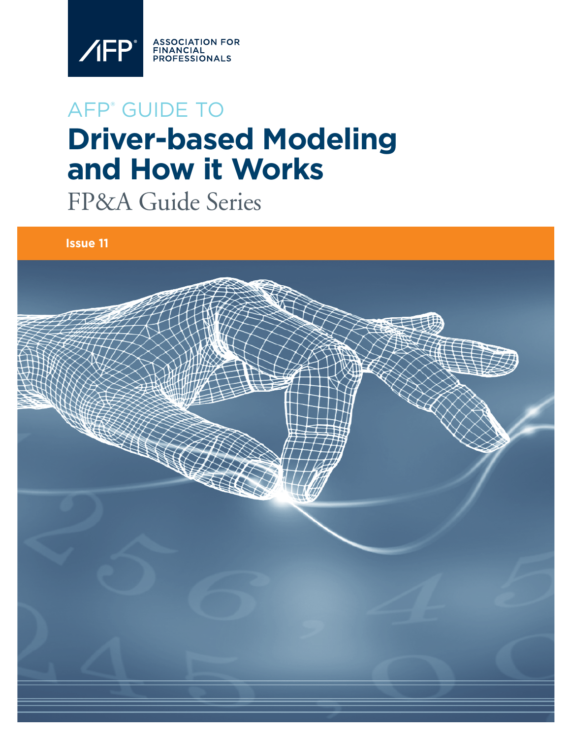AFP® ASSOCIATION FOR FINANCIAL PROFESSIONALS

AFP® GUIDE TO

# Driver-based Modeling and How it Works

FP&A Guide Series

**Issue 11**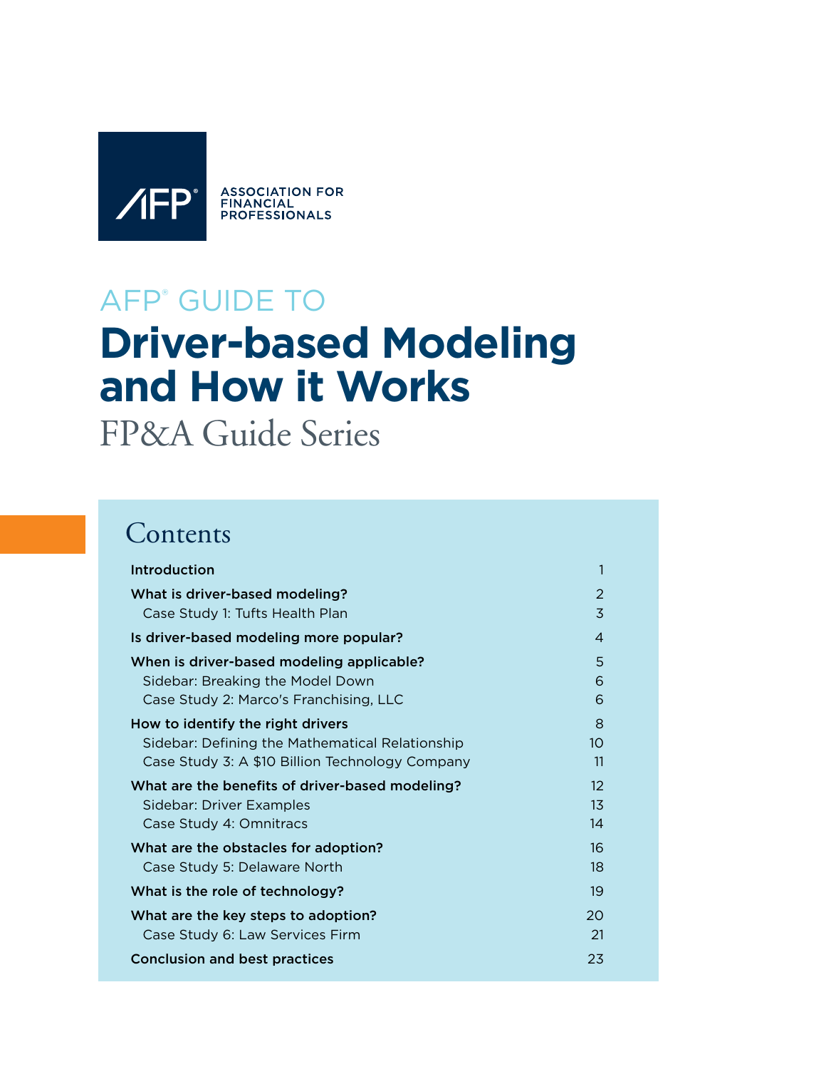ASSOCIATION FOR FINANCIAL PROFESSIONALS

AFP® GUIDE TO

# Driver-based Modeling and How it Works

FP&A Guide Series

## Contents

| | |
|---|---|
| **Introduction** | 1 |
| **What is driver-based modeling?** | 2 |
| Case Study 1: Tufts Health Plan | 3 |
| **Is driver-based modeling more popular?** | 4 |
| **When is driver-based modeling applicable?** | 5 |
| Sidebar: Breaking the Model Down | 6 |
| Case Study 2: Marco's Franchising, LLC | 6 |
| **How to identify the right drivers** | 8 |
| Sidebar: Defining the Mathematical Relationship | 10 |
| Case Study 3: A $10 Billion Technology Company | 11 |
| **What are the benefits of driver-based modeling?** | 12 |
| Sidebar: Driver Examples | 13 |
| Case Study 4: Omnitracs | 14 |
| **What are the obstacles for adoption?** | 16 |
| Case Study 5: Delaware North | 18 |
| **What is the role of technology?** | 19 |
| **What are the key steps to adoption?** | 20 |
| Case Study 6: Law Services Firm | 21 |
| **Conclusion and best practices** | 23 |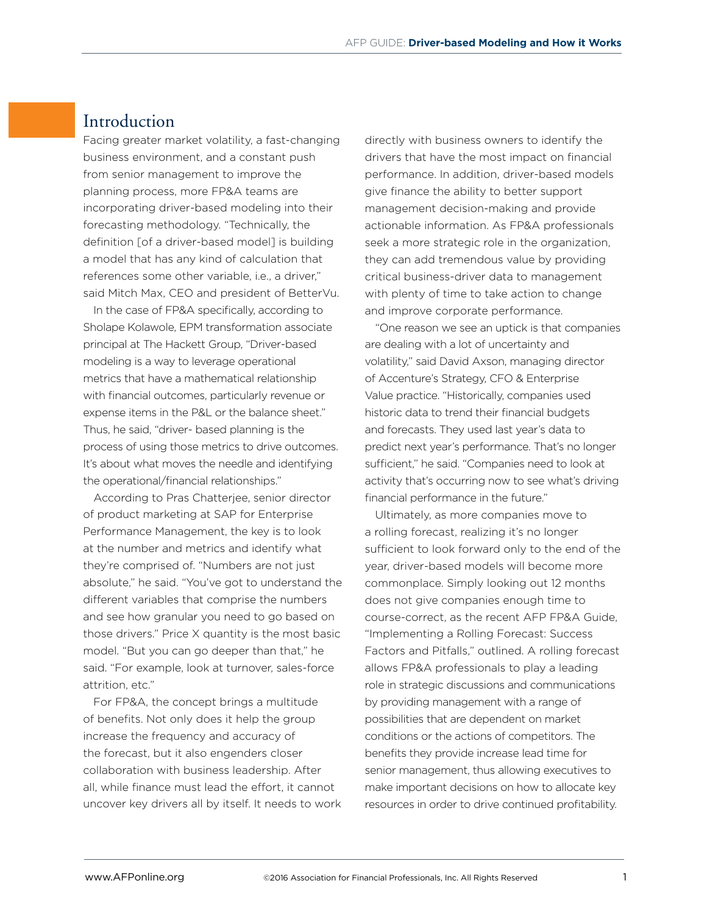## Introduction

Facing greater market volatility, a fast-changing business environment, and a constant push from senior management to improve the planning process, more FP&A teams are incorporating driver-based modeling into their forecasting methodology. "Technically, the definition [of a driver-based model] is building a model that has any kind of calculation that references some other variable, i.e., a driver," said Mitch Max, CEO and president of BetterVu.

In the case of FP&A specifically, according to Sholape Kolawole, EPM transformation associate principal at The Hackett Group, "Driver-based modeling is a way to leverage operational metrics that have a mathematical relationship with financial outcomes, particularly revenue or expense items in the P&L or the balance sheet." Thus, he said, "driver- based planning is the process of using those metrics to drive outcomes. It's about what moves the needle and identifying the operational/financial relationships."

According to Pras Chatterjee, senior director of product marketing at SAP for Enterprise Performance Management, the key is to look at the number and metrics and identify what they're comprised of. "Numbers are not just absolute," he said. "You've got to understand the different variables that comprise the numbers and see how granular you need to go based on those drivers." Price X quantity is the most basic model. "But you can go deeper than that," he said. "For example, look at turnover, sales-force attrition, etc."

For FP&A, the concept brings a multitude of benefits. Not only does it help the group increase the frequency and accuracy of the forecast, but it also engenders closer collaboration with business leadership. After all, while finance must lead the effort, it cannot uncover key drivers all by itself. It needs to work directly with business owners to identify the drivers that have the most impact on financial performance. In addition, driver-based models give finance the ability to better support management decision-making and provide actionable information. As FP&A professionals seek a more strategic role in the organization, they can add tremendous value by providing critical business-driver data to management with plenty of time to take action to change and improve corporate performance.

"One reason we see an uptick is that companies are dealing with a lot of uncertainty and volatility," said David Axson, managing director of Accenture's Strategy, CFO & Enterprise Value practice. "Historically, companies used historic data to trend their financial budgets and forecasts. They used last year's data to predict next year's performance. That's no longer sufficient," he said. "Companies need to look at activity that's occurring now to see what's driving financial performance in the future."

Ultimately, as more companies move to a rolling forecast, realizing it's no longer sufficient to look forward only to the end of the year, driver-based models will become more commonplace. Simply looking out 12 months does not give companies enough time to course-correct, as the recent AFP FP&A Guide, "Implementing a Rolling Forecast: Success Factors and Pitfalls," outlined. A rolling forecast allows FP&A professionals to play a leading role in strategic discussions and communications by providing management with a range of possibilities that are dependent on market conditions or the actions of competitors. The benefits they provide increase lead time for senior management, thus allowing executives to make important decisions on how to allocate key resources in order to drive continued profitability.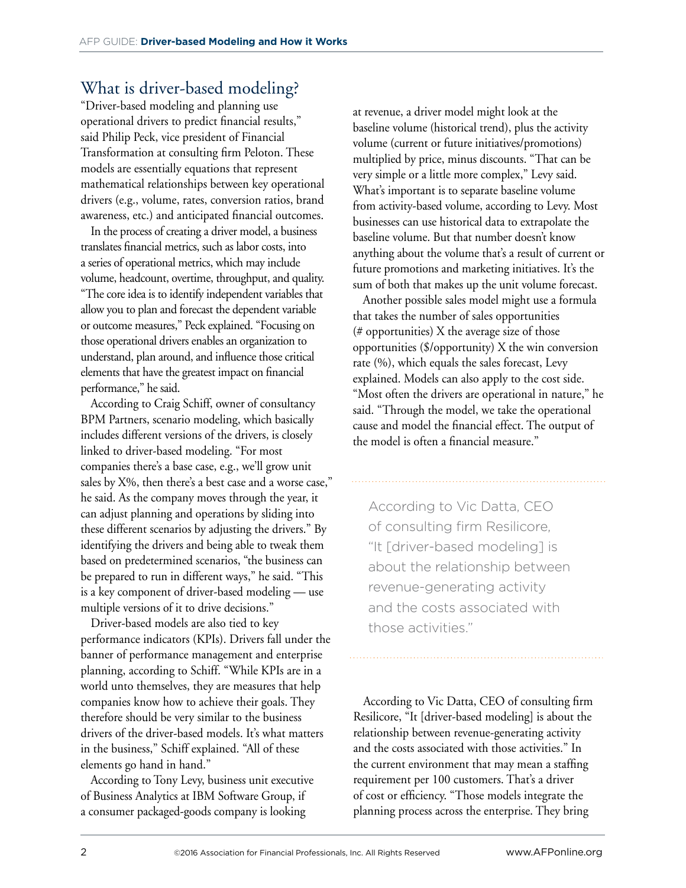## What is driver-based modeling?

"Driver-based modeling and planning use operational drivers to predict financial results," said Philip Peck, vice president of Financial Transformation at consulting firm Peloton. These models are essentially equations that represent mathematical relationships between key operational drivers (e.g., volume, rates, conversion ratios, brand awareness, etc.) and anticipated financial outcomes.

In the process of creating a driver model, a business translates financial metrics, such as labor costs, into a series of operational metrics, which may include volume, headcount, overtime, throughput, and quality. "The core idea is to identify independent variables that allow you to plan and forecast the dependent variable or outcome measures," Peck explained. "Focusing on those operational drivers enables an organization to understand, plan around, and influence those critical elements that have the greatest impact on financial performance," he said.

According to Craig Schiff, owner of consultancy BPM Partners, scenario modeling, which basically includes different versions of the drivers, is closely linked to driver-based modeling. "For most companies there's a base case, e.g., we'll grow unit sales by X%, then there's a best case and a worse case," he said. As the company moves through the year, it can adjust planning and operations by sliding into these different scenarios by adjusting the drivers." By identifying the drivers and being able to tweak them based on predetermined scenarios, "the business can be prepared to run in different ways," he said. "This is a key component of driver-based modeling — use multiple versions of it to drive decisions."

Driver-based models are also tied to key performance indicators (KPIs). Drivers fall under the banner of performance management and enterprise planning, according to Schiff. "While KPIs are in a world unto themselves, they are measures that help companies know how to achieve their goals. They therefore should be very similar to the business drivers of the driver-based models. It's what matters in the business," Schiff explained. "All of these elements go hand in hand."

According to Tony Levy, business unit executive of Business Analytics at IBM Software Group, if a consumer packaged-goods company is looking at revenue, a driver model might look at the baseline volume (historical trend), plus the activity volume (current or future initiatives/promotions) multiplied by price, minus discounts. "That can be very simple or a little more complex," Levy said. What's important is to separate baseline volume from activity-based volume, according to Levy. Most businesses can use historical data to extrapolate the baseline volume. But that number doesn't know anything about the volume that's a result of current or future promotions and marketing initiatives. It's the sum of both that makes up the unit volume forecast.

Another possible sales model might use a formula that takes the number of sales opportunities (# opportunities) X the average size of those opportunities ($/opportunity) X the win conversion rate (%), which equals the sales forecast, Levy explained. Models can also apply to the cost side. "Most often the drivers are operational in nature," he said. "Through the model, we take the operational cause and model the financial effect. The output of the model is often a financial measure."

> According to Vic Datta, CEO of consulting firm Resilicore, "It [driver-based modeling] is about the relationship between revenue-generating activity and the costs associated with those activities."

According to Vic Datta, CEO of consulting firm Resilicore, "It [driver-based modeling] is about the relationship between revenue-generating activity and the costs associated with those activities." In the current environment that may mean a staffing requirement per 100 customers. That's a driver of cost or efficiency. "Those models integrate the planning process across the enterprise. They bring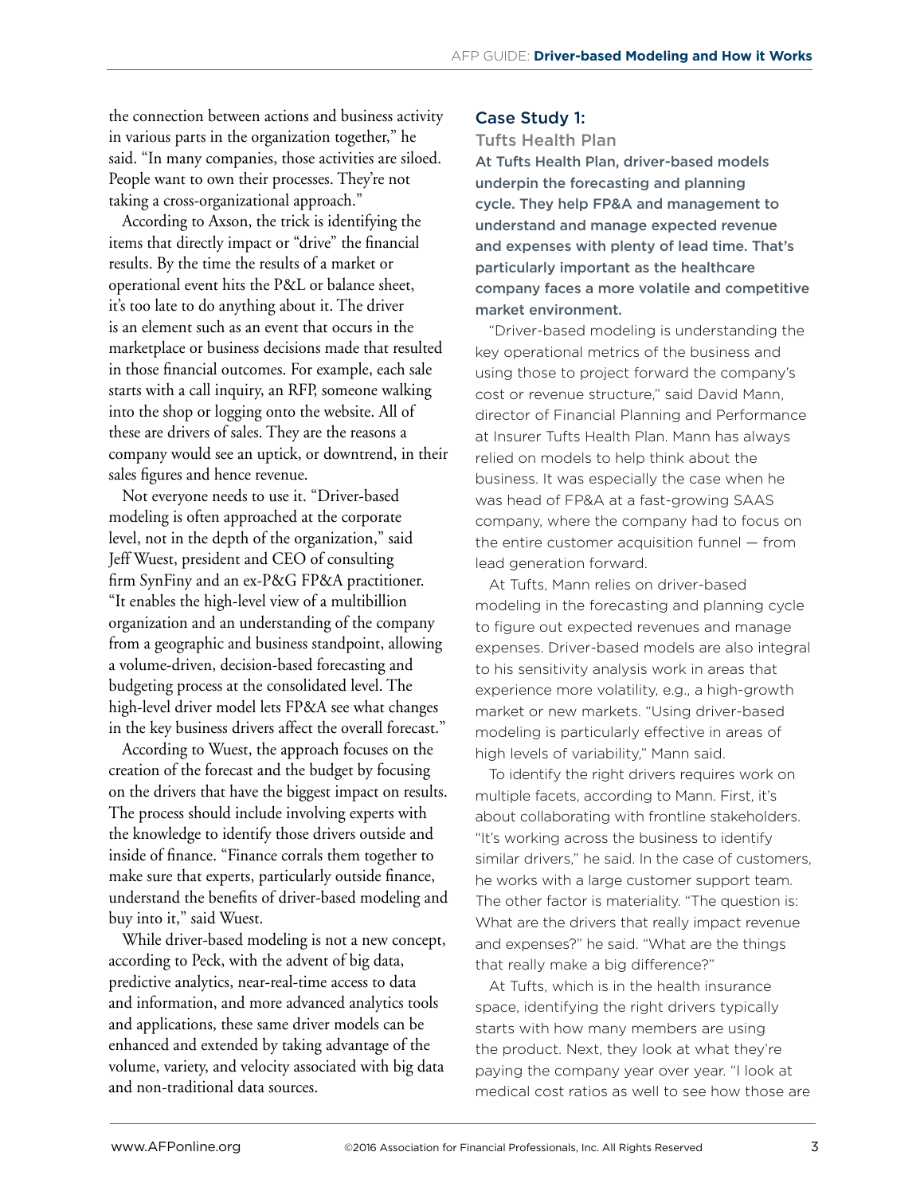the connection between actions and business activity in various parts in the organization together," he said. "In many companies, those activities are siloed. People want to own their processes. They're not taking a cross-organizational approach."

According to Axson, the trick is identifying the items that directly impact or "drive" the financial results. By the time the results of a market or operational event hits the P&L or balance sheet, it's too late to do anything about it. The driver is an element such as an event that occurs in the marketplace or business decisions made that resulted in those financial outcomes. For example, each sale starts with a call inquiry, an RFP, someone walking into the shop or logging onto the website. All of these are drivers of sales. They are the reasons a company would see an uptick, or downtrend, in their sales figures and hence revenue.

Not everyone needs to use it. "Driver-based modeling is often approached at the corporate level, not in the depth of the organization," said Jeff Wuest, president and CEO of consulting firm SynFiny and an ex-P&G FP&A practitioner. "It enables the high-level view of a multibillion organization and an understanding of the company from a geographic and business standpoint, allowing a volume-driven, decision-based forecasting and budgeting process at the consolidated level. The high-level driver model lets FP&A see what changes in the key business drivers affect the overall forecast."

According to Wuest, the approach focuses on the creation of the forecast and the budget by focusing on the drivers that have the biggest impact on results. The process should include involving experts with the knowledge to identify those drivers outside and inside of finance. "Finance corrals them together to make sure that experts, particularly outside finance, understand the benefits of driver-based modeling and buy into it," said Wuest.

While driver-based modeling is not a new concept, according to Peck, with the advent of big data, predictive analytics, near-real-time access to data and information, and more advanced analytics tools and applications, these same driver models can be enhanced and extended by taking advantage of the volume, variety, and velocity associated with big data and non-traditional data sources.

## Case Study 1:

### Tufts Health Plan

**At Tufts Health Plan, driver-based models underpin the forecasting and planning cycle. They help FP&A and management to understand and manage expected revenue and expenses with plenty of lead time. That's particularly important as the healthcare company faces a more volatile and competitive market environment.**

"Driver-based modeling is understanding the key operational metrics of the business and using those to project forward the company's cost or revenue structure," said David Mann, director of Financial Planning and Performance at Insurer Tufts Health Plan. Mann has always relied on models to help think about the business. It was especially the case when he was head of FP&A at a fast-growing SAAS company, where the company had to focus on the entire customer acquisition funnel — from lead generation forward.

At Tufts, Mann relies on driver-based modeling in the forecasting and planning cycle to figure out expected revenues and manage expenses. Driver-based models are also integral to his sensitivity analysis work in areas that experience more volatility, e.g., a high-growth market or new markets. "Using driver-based modeling is particularly effective in areas of high levels of variability," Mann said.

To identify the right drivers requires work on multiple facets, according to Mann. First, it's about collaborating with frontline stakeholders. "It's working across the business to identify similar drivers," he said. In the case of customers, he works with a large customer support team. The other factor is materiality. "The question is: What are the drivers that really impact revenue and expenses?" he said. "What are the things that really make a big difference?"

At Tufts, which is in the health insurance space, identifying the right drivers typically starts with how many members are using the product. Next, they look at what they're paying the company year over year. "I look at medical cost ratios as well to see how those are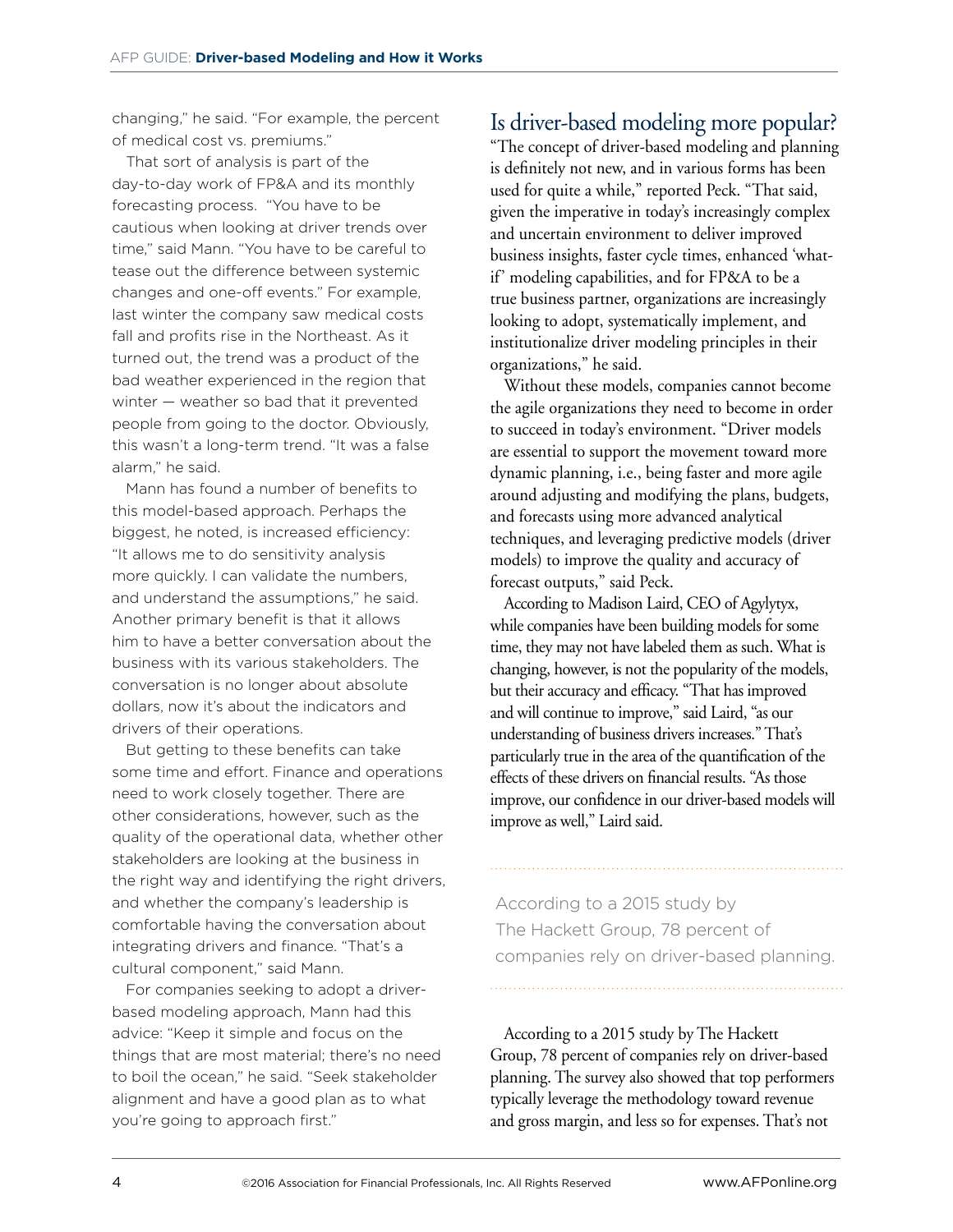changing," he said. "For example, the percent of medical cost vs. premiums."

That sort of analysis is part of the day-to-day work of FP&A and its monthly forecasting process. "You have to be cautious when looking at driver trends over time," said Mann. "You have to be careful to tease out the difference between systemic changes and one-off events." For example, last winter the company saw medical costs fall and profits rise in the Northeast. As it turned out, the trend was a product of the bad weather experienced in the region that winter — weather so bad that it prevented people from going to the doctor. Obviously, this wasn't a long-term trend. "It was a false alarm," he said.

Mann has found a number of benefits to this model-based approach. Perhaps the biggest, he noted, is increased efficiency: "It allows me to do sensitivity analysis more quickly. I can validate the numbers, and understand the assumptions," he said. Another primary benefit is that it allows him to have a better conversation about the business with its various stakeholders. The conversation is no longer about absolute dollars, now it's about the indicators and drivers of their operations.

But getting to these benefits can take some time and effort. Finance and operations need to work closely together. There are other considerations, however, such as the quality of the operational data, whether other stakeholders are looking at the business in the right way and identifying the right drivers, and whether the company's leadership is comfortable having the conversation about integrating drivers and finance. "That's a cultural component," said Mann.

For companies seeking to adopt a driver-based modeling approach, Mann had this advice: "Keep it simple and focus on the things that are most material; there's no need to boil the ocean," he said. "Seek stakeholder alignment and have a good plan as to what you're going to approach first."

## Is driver-based modeling more popular?

"The concept of driver-based modeling and planning is definitely not new, and in various forms has been used for quite a while," reported Peck. "That said, given the imperative in today's increasingly complex and uncertain environment to deliver improved business insights, faster cycle times, enhanced 'what-if' modeling capabilities, and for FP&A to be a true business partner, organizations are increasingly looking to adopt, systematically implement, and institutionalize driver modeling principles in their organizations," he said.

Without these models, companies cannot become the agile organizations they need to become in order to succeed in today's environment. "Driver models are essential to support the movement toward more dynamic planning, i.e., being faster and more agile around adjusting and modifying the plans, budgets, and forecasts using more advanced analytical techniques, and leveraging predictive models (driver models) to improve the quality and accuracy of forecast outputs," said Peck.

According to Madison Laird, CEO of Agylytyx, while companies have been building models for some time, they may not have labeled them as such. What is changing, however, is not the popularity of the models, but their accuracy and efficacy. "That has improved and will continue to improve," said Laird, "as our understanding of business drivers increases." That's particularly true in the area of the quantification of the effects of these drivers on financial results. "As those improve, our confidence in our driver-based models will improve as well," Laird said.

> According to a 2015 study by The Hackett Group, 78 percent of companies rely on driver-based planning.

According to a 2015 study by The Hackett Group, 78 percent of companies rely on driver-based planning. The survey also showed that top performers typically leverage the methodology toward revenue and gross margin, and less so for expenses. That's not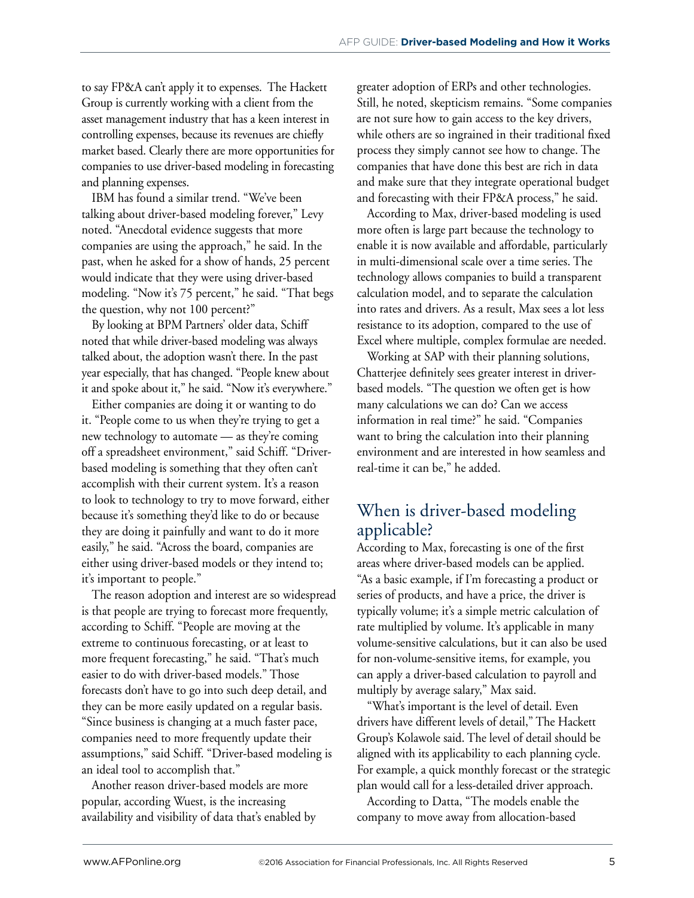to say FP&A can't apply it to expenses. The Hackett Group is currently working with a client from the asset management industry that has a keen interest in controlling expenses, because its revenues are chiefly market based. Clearly there are more opportunities for companies to use driver-based modeling in forecasting and planning expenses.

IBM has found a similar trend. "We've been talking about driver-based modeling forever," Levy noted. "Anecdotal evidence suggests that more companies are using the approach," he said. In the past, when he asked for a show of hands, 25 percent would indicate that they were using driver-based modeling. "Now it's 75 percent," he said. "That begs the question, why not 100 percent?"

By looking at BPM Partners' older data, Schiff noted that while driver-based modeling was always talked about, the adoption wasn't there. In the past year especially, that has changed. "People knew about it and spoke about it," he said. "Now it's everywhere."

Either companies are doing it or wanting to do it. "People come to us when they're trying to get a new technology to automate — as they're coming off a spreadsheet environment," said Schiff. "Driver-based modeling is something that they often can't accomplish with their current system. It's a reason to look to technology to try to move forward, either because it's something they'd like to do or because they are doing it painfully and want to do it more easily," he said. "Across the board, companies are either using driver-based models or they intend to; it's important to people."

The reason adoption and interest are so widespread is that people are trying to forecast more frequently, according to Schiff. "People are moving at the extreme to continuous forecasting, or at least to more frequent forecasting," he said. "That's much easier to do with driver-based models." Those forecasts don't have to go into such deep detail, and they can be more easily updated on a regular basis. "Since business is changing at a much faster pace, companies need to more frequently update their assumptions," said Schiff. "Driver-based modeling is an ideal tool to accomplish that."

Another reason driver-based models are more popular, according Wuest, is the increasing availability and visibility of data that's enabled by greater adoption of ERPs and other technologies. Still, he noted, skepticism remains. "Some companies are not sure how to gain access to the key drivers, while others are so ingrained in their traditional fixed process they simply cannot see how to change. The companies that have done this best are rich in data and make sure that they integrate operational budget and forecasting with their FP&A process," he said.

According to Max, driver-based modeling is used more often is large part because the technology to enable it is now available and affordable, particularly in multi-dimensional scale over a time series. The technology allows companies to build a transparent calculation model, and to separate the calculation into rates and drivers. As a result, Max sees a lot less resistance to its adoption, compared to the use of Excel where multiple, complex formulae are needed.

Working at SAP with their planning solutions, Chatterjee definitely sees greater interest in driver-based models. "The question we often get is how many calculations we can do? Can we access information in real time?" he said. "Companies want to bring the calculation into their planning environment and are interested in how seamless and real-time it can be," he added.

## When is driver-based modeling applicable?

According to Max, forecasting is one of the first areas where driver-based models can be applied. "As a basic example, if I'm forecasting a product or series of products, and have a price, the driver is typically volume; it's a simple metric calculation of rate multiplied by volume. It's applicable in many volume-sensitive calculations, but it can also be used for non-volume-sensitive items, for example, you can apply a driver-based calculation to payroll and multiply by average salary," Max said.

"What's important is the level of detail. Even drivers have different levels of detail," The Hackett Group's Kolawole said. The level of detail should be aligned with its applicability to each planning cycle. For example, a quick monthly forecast or the strategic plan would call for a less-detailed driver approach.

According to Datta, "The models enable the company to move away from allocation-based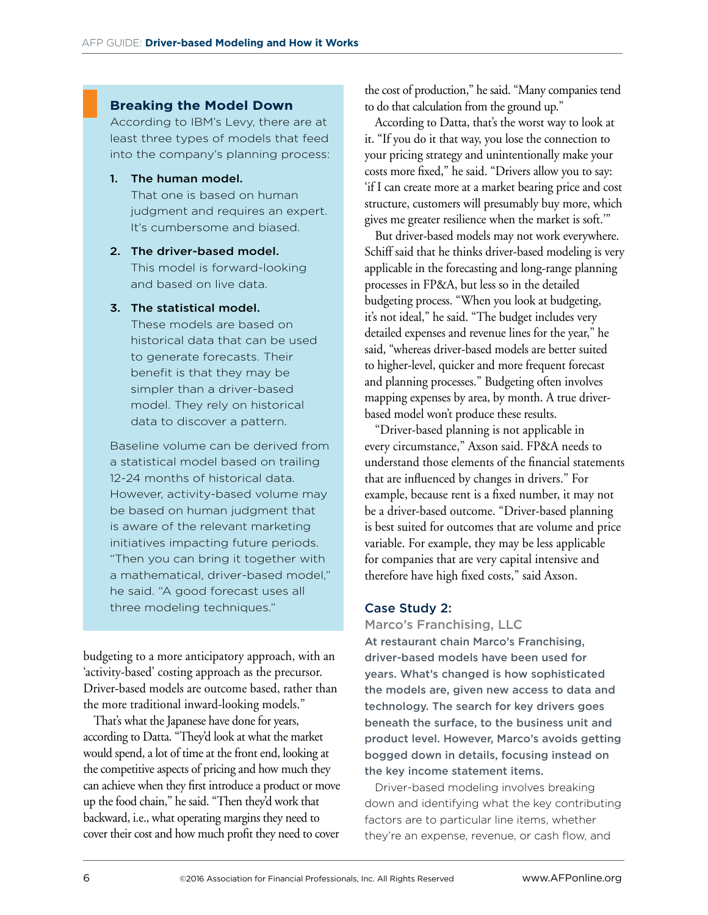## Breaking the Model Down

According to IBM's Levy, there are at least three types of models that feed into the company's planning process:

1. **The human model.** That one is based on human judgment and requires an expert. It's cumbersome and biased.
2. **The driver-based model.** This model is forward-looking and based on live data.
3. **The statistical model.** These models are based on historical data that can be used to generate forecasts. Their benefit is that they may be simpler than a driver-based model. They rely on historical data to discover a pattern.

Baseline volume can be derived from a statistical model based on trailing 12-24 months of historical data. However, activity-based volume may be based on human judgment that is aware of the relevant marketing initiatives impacting future periods. "Then you can bring it together with a mathematical, driver-based model," he said. "A good forecast uses all three modeling techniques."

budgeting to a more anticipatory approach, with an 'activity-based' costing approach as the precursor. Driver-based models are outcome based, rather than the more traditional inward-looking models."

That's what the Japanese have done for years, according to Datta. "They'd look at what the market would spend, a lot of time at the front end, looking at the competitive aspects of pricing and how much they can achieve when they first introduce a product or move up the food chain," he said. "Then they'd work that backward, i.e., what operating margins they need to cover their cost and how much profit they need to cover the cost of production," he said. "Many companies tend to do that calculation from the ground up."

According to Datta, that's the worst way to look at it. "If you do it that way, you lose the connection to your pricing strategy and unintentionally make your costs more fixed," he said. "Drivers allow you to say: 'if I can create more at a market bearing price and cost structure, customers will presumably buy more, which gives me greater resilience when the market is soft.'"

But driver-based models may not work everywhere. Schiff said that he thinks driver-based modeling is very applicable in the forecasting and long-range planning processes in FP&A, but less so in the detailed budgeting process. "When you look at budgeting, it's not ideal," he said. "The budget includes very detailed expenses and revenue lines for the year," he said, "whereas driver-based models are better suited to higher-level, quicker and more frequent forecast and planning processes." Budgeting often involves mapping expenses by area, by month. A true driver-based model won't produce these results.

"Driver-based planning is not applicable in every circumstance," Axson said. FP&A needs to understand those elements of the financial statements that are influenced by changes in drivers." For example, because rent is a fixed number, it may not be a driver-based outcome. "Driver-based planning is best suited for outcomes that are volume and price variable. For example, they may be less applicable for companies that are very capital intensive and therefore have high fixed costs," said Axson.

## Case Study 2:

### Marco's Franchising, LLC

**At restaurant chain Marco's Franchising, driver-based models have been used for years. What's changed is how sophisticated the models are, given new access to data and technology. The search for key drivers goes beneath the surface, to the business unit and product level. However, Marco's avoids getting bogged down in details, focusing instead on the key income statement items.**

Driver-based modeling involves breaking down and identifying what the key contributing factors are to particular line items, whether they're an expense, revenue, or cash flow, and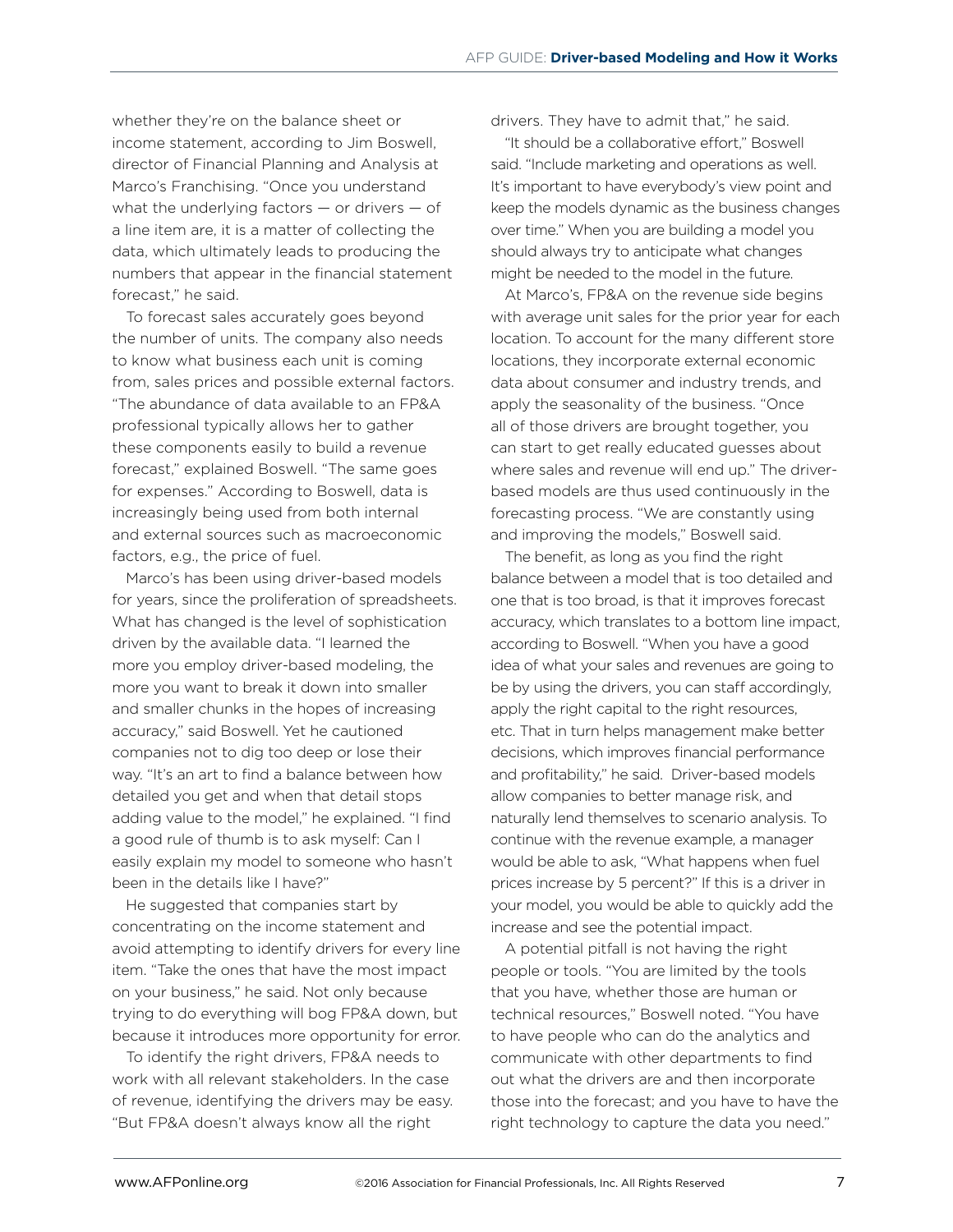whether they're on the balance sheet or income statement, according to Jim Boswell, director of Financial Planning and Analysis at Marco's Franchising. "Once you understand what the underlying factors — or drivers — of a line item are, it is a matter of collecting the data, which ultimately leads to producing the numbers that appear in the financial statement forecast," he said.

To forecast sales accurately goes beyond the number of units. The company also needs to know what business each unit is coming from, sales prices and possible external factors. "The abundance of data available to an FP&A professional typically allows her to gather these components easily to build a revenue forecast," explained Boswell. "The same goes for expenses." According to Boswell, data is increasingly being used from both internal and external sources such as macroeconomic factors, e.g., the price of fuel.

Marco's has been using driver-based models for years, since the proliferation of spreadsheets. What has changed is the level of sophistication driven by the available data. "I learned the more you employ driver-based modeling, the more you want to break it down into smaller and smaller chunks in the hopes of increasing accuracy," said Boswell. Yet he cautioned companies not to dig too deep or lose their way. "It's an art to find a balance between how detailed you get and when that detail stops adding value to the model," he explained. "I find a good rule of thumb is to ask myself: Can I easily explain my model to someone who hasn't been in the details like I have?"

He suggested that companies start by concentrating on the income statement and avoid attempting to identify drivers for every line item. "Take the ones that have the most impact on your business," he said. Not only because trying to do everything will bog FP&A down, but because it introduces more opportunity for error.

To identify the right drivers, FP&A needs to work with all relevant stakeholders. In the case of revenue, identifying the drivers may be easy. "But FP&A doesn't always know all the right drivers. They have to admit that," he said.

"It should be a collaborative effort," Boswell said. "Include marketing and operations as well. It's important to have everybody's view point and keep the models dynamic as the business changes over time." When you are building a model you should always try to anticipate what changes might be needed to the model in the future.

At Marco's, FP&A on the revenue side begins with average unit sales for the prior year for each location. To account for the many different store locations, they incorporate external economic data about consumer and industry trends, and apply the seasonality of the business. "Once all of those drivers are brought together, you can start to get really educated guesses about where sales and revenue will end up." The driver-based models are thus used continuously in the forecasting process. "We are constantly using and improving the models," Boswell said.

The benefit, as long as you find the right balance between a model that is too detailed and one that is too broad, is that it improves forecast accuracy, which translates to a bottom line impact, according to Boswell. "When you have a good idea of what your sales and revenues are going to be by using the drivers, you can staff accordingly, apply the right capital to the right resources, etc. That in turn helps management make better decisions, which improves financial performance and profitability," he said. Driver-based models allow companies to better manage risk, and naturally lend themselves to scenario analysis. To continue with the revenue example, a manager would be able to ask, "What happens when fuel prices increase by 5 percent?" If this is a driver in your model, you would be able to quickly add the increase and see the potential impact.

A potential pitfall is not having the right people or tools. "You are limited by the tools that you have, whether those are human or technical resources," Boswell noted. "You have to have people who can do the analytics and communicate with other departments to find out what the drivers are and then incorporate those into the forecast; and you have to have the right technology to capture the data you need."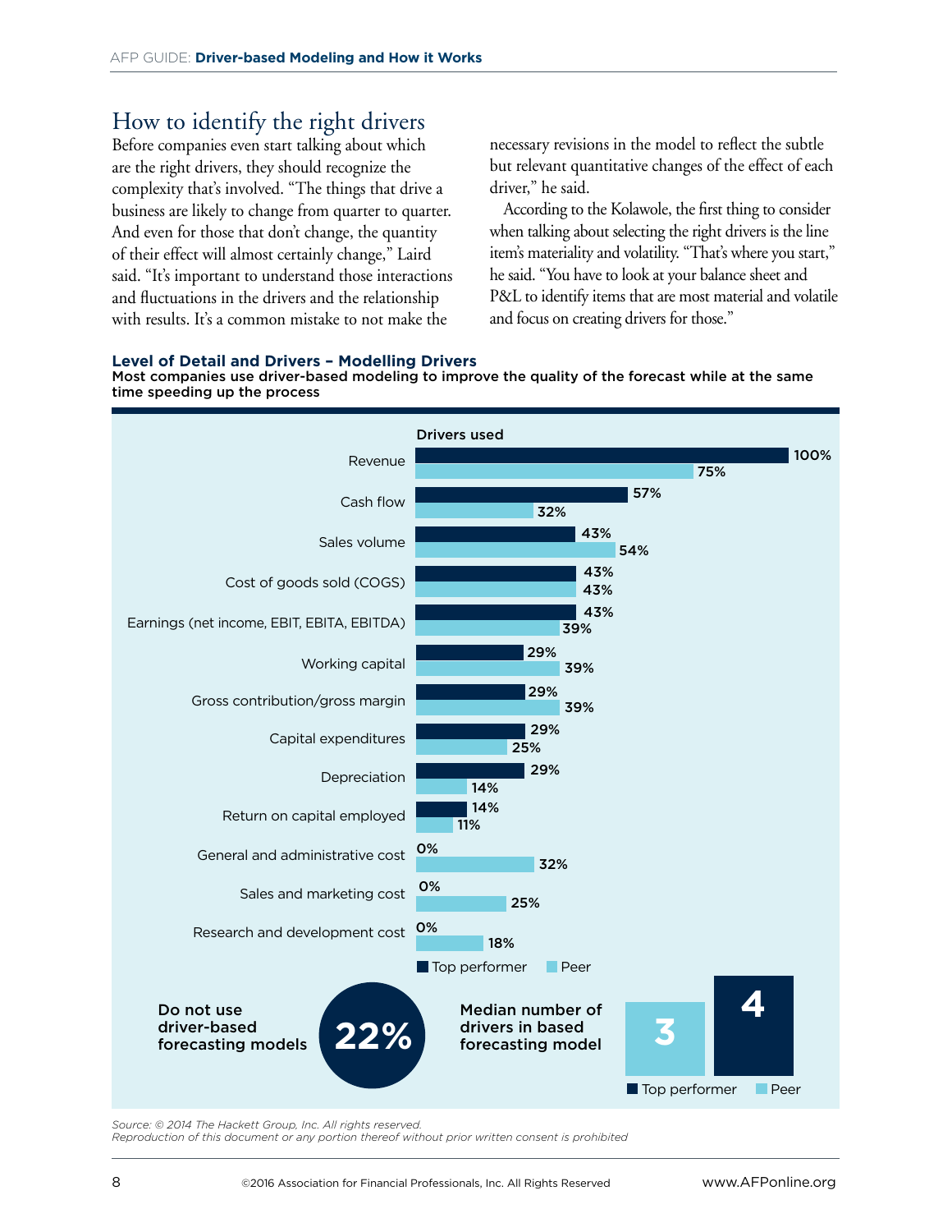## How to identify the right drivers

Before companies even start talking about which are the right drivers, they should recognize the complexity that's involved. "The things that drive a business are likely to change from quarter to quarter. And even for those that don't change, the quantity of their effect will almost certainly change," Laird said. "It's important to understand those interactions and fluctuations in the drivers and the relationship with results. It's a common mistake to not make the necessary revisions in the model to reflect the subtle but relevant quantitative changes of the effect of each driver," he said.

According to the Kolawole, the first thing to consider when talking about selecting the right drivers is the line item's materiality and volatility. "That's where you start," he said. "You have to look at your balance sheet and P&L to identify items that are most material and volatile and focus on creating drivers for those."

**Level of Detail and Drivers – Modelling Drivers**

**Most companies use driver-based modeling to improve the quality of the forecast while at the same time speeding up the process**

Drivers used

| Driver | Top performer | Peer |
|---|---|---|
| Revenue | 100% | 75% |
| Cash flow | 57% | 32% |
| Sales volume | 43% | 54% |
| Cost of goods sold (COGS) | 43% | 43% |
| Earnings (net income, EBIT, EBITA, EBITDA) | 43% | 39% |
| Working capital | 29% | 39% |
| Gross contribution/gross margin | 29% | 39% |
| Capital expenditures | 29% | 25% |
| Depreciation | 29% | 14% |
| Return on capital employed | 14% | 11% |
| General and administrative cost | 0% | 32% |
| Sales and marketing cost | 0% | 25% |
| Research and development cost | 0% | 18% |

Do not use driver-based forecasting models: **22%**

Median number of drivers in based forecasting model:

| Top performer | Peer |
|---|---|
| 4 | 3 |

*Source: © 2014 The Hackett Group, Inc. All rights reserved.*
*Reproduction of this document or any portion thereof without prior written consent is prohibited*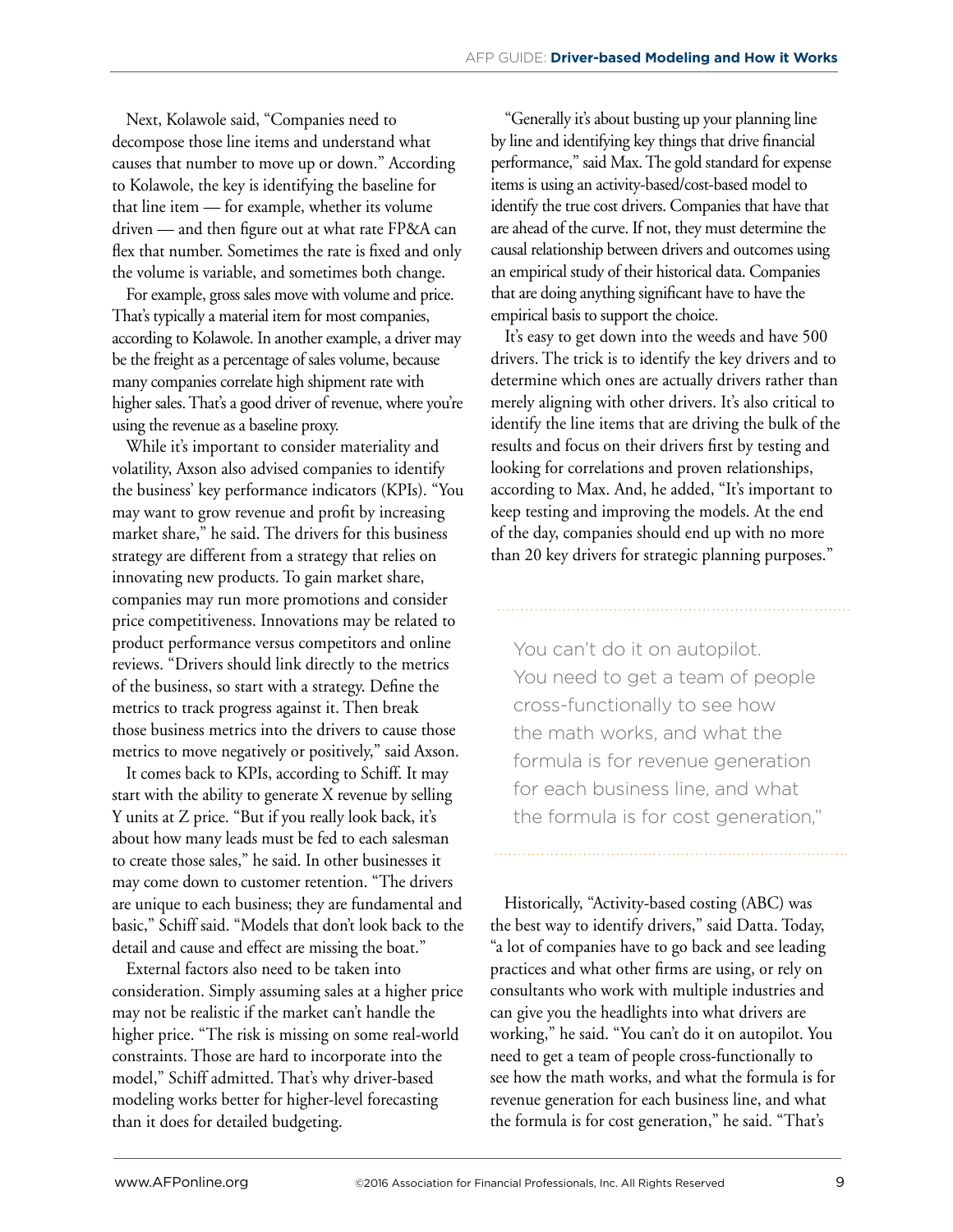Next, Kolawole said, "Companies need to decompose those line items and understand what causes that number to move up or down." According to Kolawole, the key is identifying the baseline for that line item — for example, whether its volume driven — and then figure out at what rate FP&A can flex that number. Sometimes the rate is fixed and only the volume is variable, and sometimes both change.

For example, gross sales move with volume and price. That's typically a material item for most companies, according to Kolawole. In another example, a driver may be the freight as a percentage of sales volume, because many companies correlate high shipment rate with higher sales. That's a good driver of revenue, where you're using the revenue as a baseline proxy.

While it's important to consider materiality and volatility, Axson also advised companies to identify the business' key performance indicators (KPIs). "You may want to grow revenue and profit by increasing market share," he said. The drivers for this business strategy are different from a strategy that relies on innovating new products. To gain market share, companies may run more promotions and consider price competitiveness. Innovations may be related to product performance versus competitors and online reviews. "Drivers should link directly to the metrics of the business, so start with a strategy. Define the metrics to track progress against it. Then break those business metrics into the drivers to cause those metrics to move negatively or positively," said Axson.

It comes back to KPIs, according to Schiff. It may start with the ability to generate X revenue by selling Y units at Z price. "But if you really look back, it's about how many leads must be fed to each salesman to create those sales," he said. In other businesses it may come down to customer retention. "The drivers are unique to each business; they are fundamental and basic," Schiff said. "Models that don't look back to the detail and cause and effect are missing the boat."

External factors also need to be taken into consideration. Simply assuming sales at a higher price may not be realistic if the market can't handle the higher price. "The risk is missing on some real-world constraints. Those are hard to incorporate into the model," Schiff admitted. That's why driver-based modeling works better for higher-level forecasting than it does for detailed budgeting.

"Generally it's about busting up your planning line by line and identifying key things that drive financial performance," said Max. The gold standard for expense items is using an activity-based/cost-based model to identify the true cost drivers. Companies that have that are ahead of the curve. If not, they must determine the causal relationship between drivers and outcomes using an empirical study of their historical data. Companies that are doing anything significant have to have the empirical basis to support the choice.

It's easy to get down into the weeds and have 500 drivers. The trick is to identify the key drivers and to determine which ones are actually drivers rather than merely aligning with other drivers. It's also critical to identify the line items that are driving the bulk of the results and focus on their drivers first by testing and looking for correlations and proven relationships, according to Max. And, he added, "It's important to keep testing and improving the models. At the end of the day, companies should end up with no more than 20 key drivers for strategic planning purposes."

> You can't do it on autopilot. You need to get a team of people cross-functionally to see how the math works, and what the formula is for revenue generation for each business line, and what the formula is for cost generation,"

Historically, "Activity-based costing (ABC) was the best way to identify drivers," said Datta. Today, "a lot of companies have to go back and see leading practices and what other firms are using, or rely on consultants who work with multiple industries and can give you the headlights into what drivers are working," he said. "You can't do it on autopilot. You need to get a team of people cross-functionally to see how the math works, and what the formula is for revenue generation for each business line, and what the formula is for cost generation," he said. "That's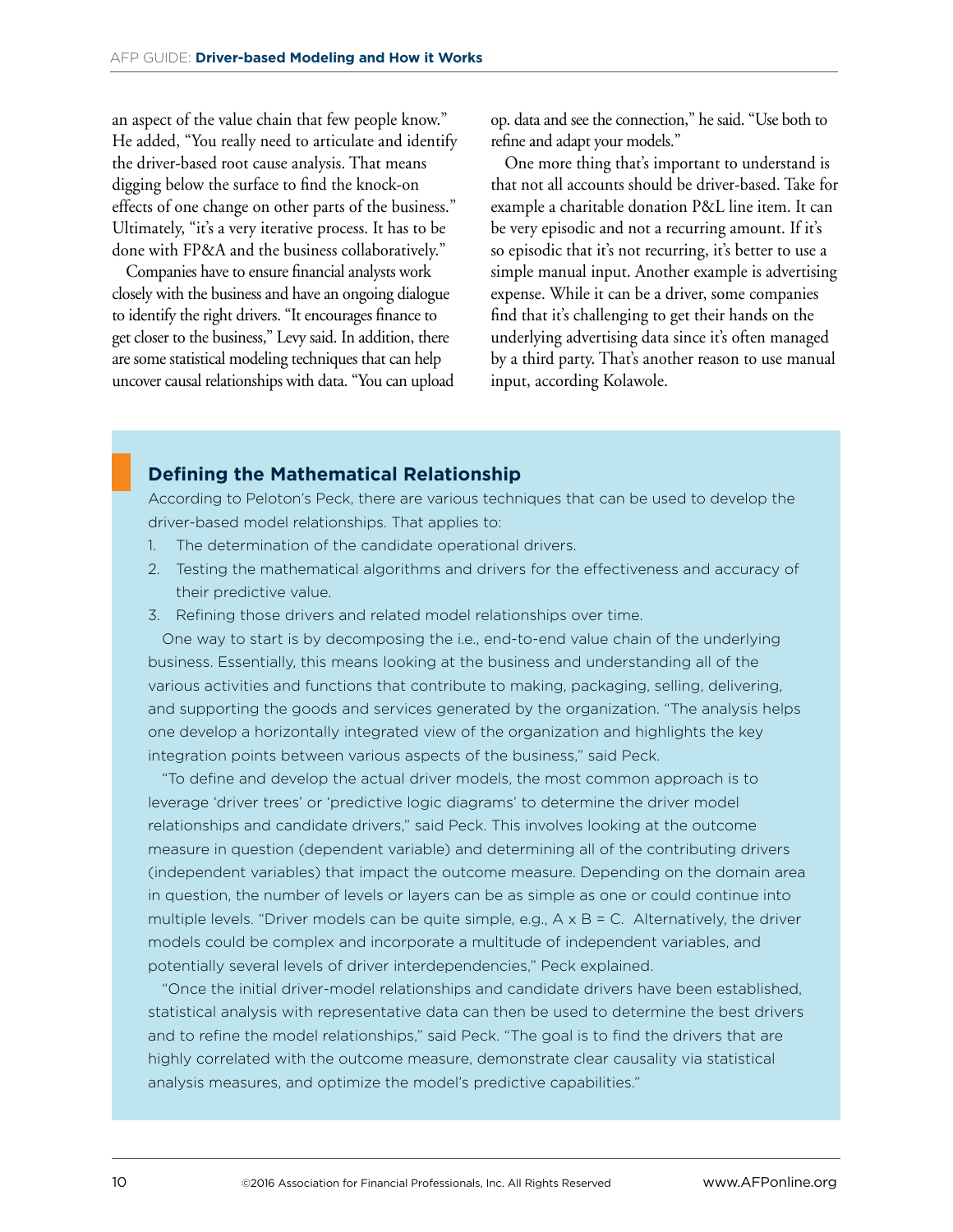an aspect of the value chain that few people know." He added, "You really need to articulate and identify the driver-based root cause analysis. That means digging below the surface to find the knock-on effects of one change on other parts of the business." Ultimately, "it's a very iterative process. It has to be done with FP&A and the business collaboratively."

Companies have to ensure financial analysts work closely with the business and have an ongoing dialogue to identify the right drivers. "It encourages finance to get closer to the business," Levy said. In addition, there are some statistical modeling techniques that can help uncover causal relationships with data. "You can upload op. data and see the connection," he said. "Use both to refine and adapt your models."

One more thing that's important to understand is that not all accounts should be driver-based. Take for example a charitable donation P&L line item. It can be very episodic and not a recurring amount. If it's so episodic that it's not recurring, it's better to use a simple manual input. Another example is advertising expense. While it can be a driver, some companies find that it's challenging to get their hands on the underlying advertising data since it's often managed by a third party. That's another reason to use manual input, according Kolawole.

## Defining the Mathematical Relationship

According to Peloton's Peck, there are various techniques that can be used to develop the driver-based model relationships. That applies to:

1. The determination of the candidate operational drivers.
2. Testing the mathematical algorithms and drivers for the effectiveness and accuracy of their predictive value.
3. Refining those drivers and related model relationships over time.

One way to start is by decomposing the i.e., end-to-end value chain of the underlying business. Essentially, this means looking at the business and understanding all of the various activities and functions that contribute to making, packaging, selling, delivering, and supporting the goods and services generated by the organization. "The analysis helps one develop a horizontally integrated view of the organization and highlights the key integration points between various aspects of the business," said Peck.

"To define and develop the actual driver models, the most common approach is to leverage 'driver trees' or 'predictive logic diagrams' to determine the driver model relationships and candidate drivers," said Peck. This involves looking at the outcome measure in question (dependent variable) and determining all of the contributing drivers (independent variables) that impact the outcome measure. Depending on the domain area in question, the number of levels or layers can be as simple as one or could continue into multiple levels. "Driver models can be quite simple, e.g., A x B = C. Alternatively, the driver models could be complex and incorporate a multitude of independent variables, and potentially several levels of driver interdependencies," Peck explained.

"Once the initial driver-model relationships and candidate drivers have been established, statistical analysis with representative data can then be used to determine the best drivers and to refine the model relationships," said Peck. "The goal is to find the drivers that are highly correlated with the outcome measure, demonstrate clear causality via statistical analysis measures, and optimize the model's predictive capabilities."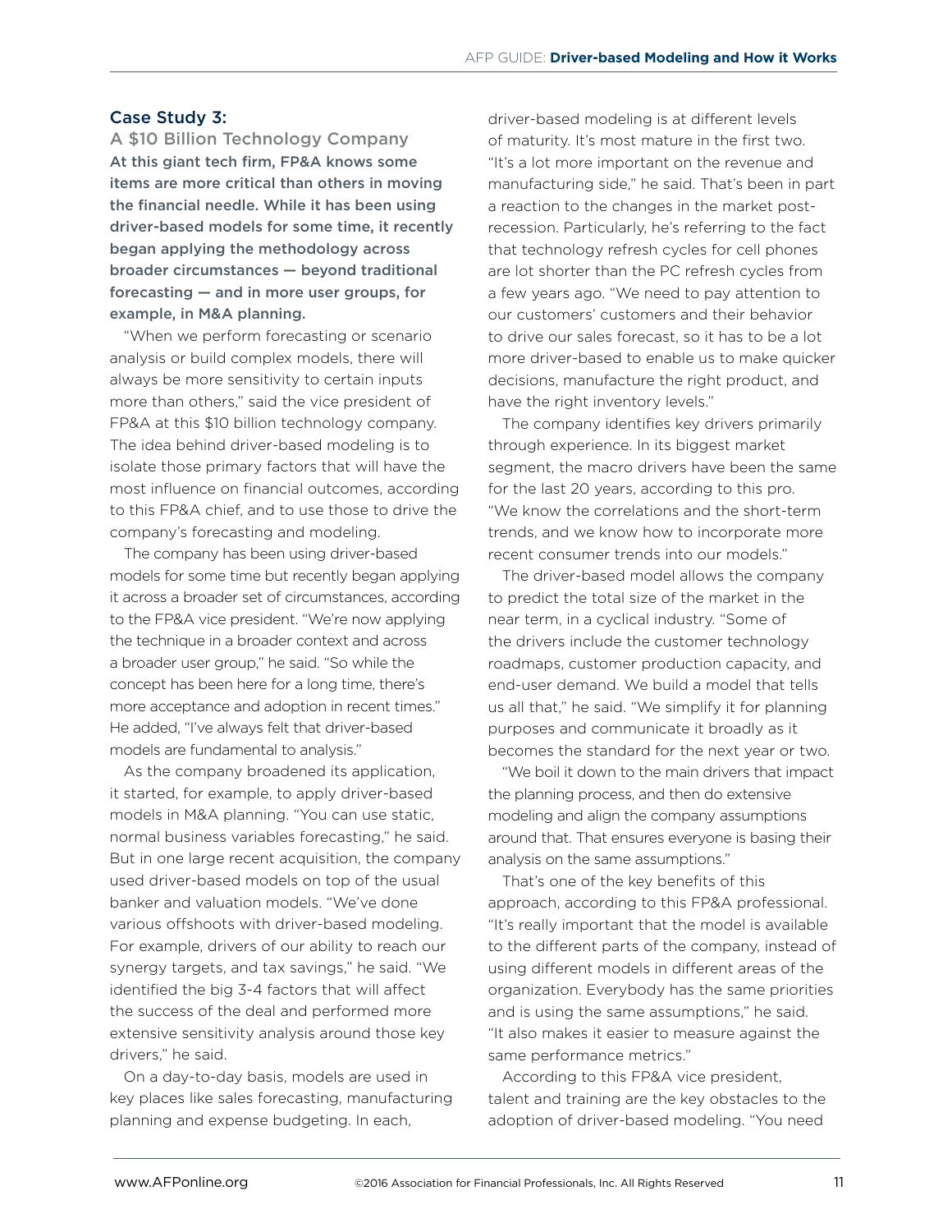## Case Study 3:

### A $10 Billion Technology Company

**At this giant tech firm, FP&A knows some items are more critical than others in moving the financial needle. While it has been using driver-based models for some time, it recently began applying the methodology across broader circumstances — beyond traditional forecasting — and in more user groups, for example, in M&A planning.**

"When we perform forecasting or scenario analysis or build complex models, there will always be more sensitivity to certain inputs more than others," said the vice president of FP&A at this $10 billion technology company. The idea behind driver-based modeling is to isolate those primary factors that will have the most influence on financial outcomes, according to this FP&A chief, and to use those to drive the company's forecasting and modeling.

The company has been using driver-based models for some time but recently began applying it across a broader set of circumstances, according to the FP&A vice president. "We're now applying the technique in a broader context and across a broader user group," he said. "So while the concept has been here for a long time, there's more acceptance and adoption in recent times." He added, "I've always felt that driver-based models are fundamental to analysis."

As the company broadened its application, it started, for example, to apply driver-based models in M&A planning. "You can use static, normal business variables forecasting," he said. But in one large recent acquisition, the company used driver-based models on top of the usual banker and valuation models. "We've done various offshoots with driver-based modeling. For example, drivers of our ability to reach our synergy targets, and tax savings," he said. "We identified the big 3-4 factors that will affect the success of the deal and performed more extensive sensitivity analysis around those key drivers," he said.

On a day-to-day basis, models are used in key places like sales forecasting, manufacturing planning and expense budgeting. In each, driver-based modeling is at different levels of maturity. It's most mature in the first two. "It's a lot more important on the revenue and manufacturing side," he said. That's been in part a reaction to the changes in the market post-recession. Particularly, he's referring to the fact that technology refresh cycles for cell phones are lot shorter than the PC refresh cycles from a few years ago. "We need to pay attention to our customers' customers and their behavior to drive our sales forecast, so it has to be a lot more driver-based to enable us to make quicker decisions, manufacture the right product, and have the right inventory levels."

The company identifies key drivers primarily through experience. In its biggest market segment, the macro drivers have been the same for the last 20 years, according to this pro. "We know the correlations and the short-term trends, and we know how to incorporate more recent consumer trends into our models."

The driver-based model allows the company to predict the total size of the market in the near term, in a cyclical industry. "Some of the drivers include the customer technology roadmaps, customer production capacity, and end-user demand. We build a model that tells us all that," he said. "We simplify it for planning purposes and communicate it broadly as it becomes the standard for the next year or two.

"We boil it down to the main drivers that impact the planning process, and then do extensive modeling and align the company assumptions around that. That ensures everyone is basing their analysis on the same assumptions."

That's one of the key benefits of this approach, according to this FP&A professional. "It's really important that the model is available to the different parts of the company, instead of using different models in different areas of the organization. Everybody has the same priorities and is using the same assumptions," he said. "It also makes it easier to measure against the same performance metrics."

According to this FP&A vice president, talent and training are the key obstacles to the adoption of driver-based modeling. "You need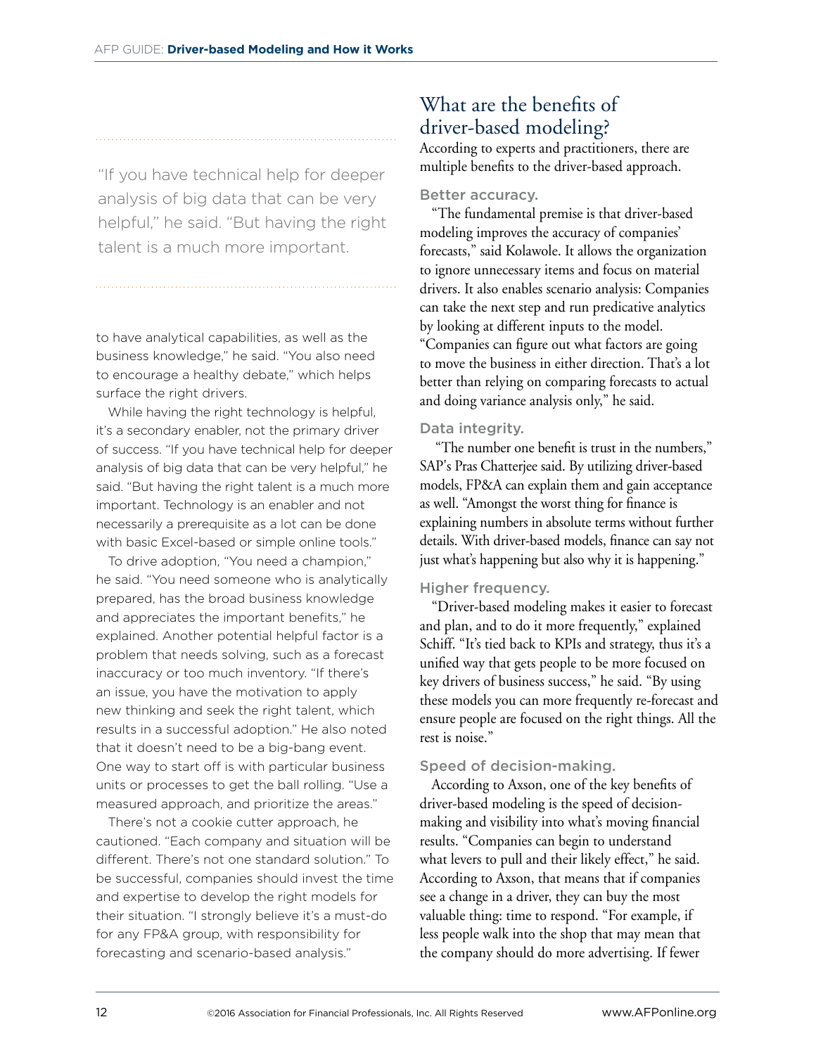> "If you have technical help for deeper analysis of big data that can be very helpful," he said. "But having the right talent is a much more important.

to have analytical capabilities, as well as the business knowledge," he said. "You also need to encourage a healthy debate," which helps surface the right drivers.

While having the right technology is helpful, it's a secondary enabler, not the primary driver of success. "If you have technical help for deeper analysis of big data that can be very helpful," he said. "But having the right talent is a much more important. Technology is an enabler and not necessarily a prerequisite as a lot can be done with basic Excel-based or simple online tools."

To drive adoption, "You need a champion," he said. "You need someone who is analytically prepared, has the broad business knowledge and appreciates the important benefits," he explained. Another potential helpful factor is a problem that needs solving, such as a forecast inaccuracy or too much inventory. "If there's an issue, you have the motivation to apply new thinking and seek the right talent, which results in a successful adoption." He also noted that it doesn't need to be a big-bang event. One way to start off is with particular business units or processes to get the ball rolling. "Use a measured approach, and prioritize the areas."

There's not a cookie cutter approach, he cautioned. "Each company and situation will be different. There's not one standard solution." To be successful, companies should invest the time and expertise to develop the right models for their situation. "I strongly believe it's a must-do for any FP&A group, with responsibility for forecasting and scenario-based analysis."

## What are the benefits of driver-based modeling?

According to experts and practitioners, there are multiple benefits to the driver-based approach.

### Better accuracy.

"The fundamental premise is that driver-based modeling improves the accuracy of companies' forecasts," said Kolawole. It allows the organization to ignore unnecessary items and focus on material drivers. It also enables scenario analysis: Companies can take the next step and run predicative analytics by looking at different inputs to the model. "Companies can figure out what factors are going to move the business in either direction. That's a lot better than relying on comparing forecasts to actual and doing variance analysis only," he said.

### Data integrity.

"The number one benefit is trust in the numbers," SAP's Pras Chatterjee said. By utilizing driver-based models, FP&A can explain them and gain acceptance as well. "Amongst the worst thing for finance is explaining numbers in absolute terms without further details. With driver-based models, finance can say not just what's happening but also why it is happening."

### Higher frequency.

"Driver-based modeling makes it easier to forecast and plan, and to do it more frequently," explained Schiff. "It's tied back to KPIs and strategy, thus it's a unified way that gets people to be more focused on key drivers of business success," he said. "By using these models you can more frequently re-forecast and ensure people are focused on the right things. All the rest is noise."

### Speed of decision-making.

According to Axson, one of the key benefits of driver-based modeling is the speed of decision-making and visibility into what's moving financial results. "Companies can begin to understand what levers to pull and their likely effect," he said. According to Axson, that means that if companies see a change in a driver, they can buy the most valuable thing: time to respond. "For example, if less people walk into the shop that may mean that the company should do more advertising. If fewer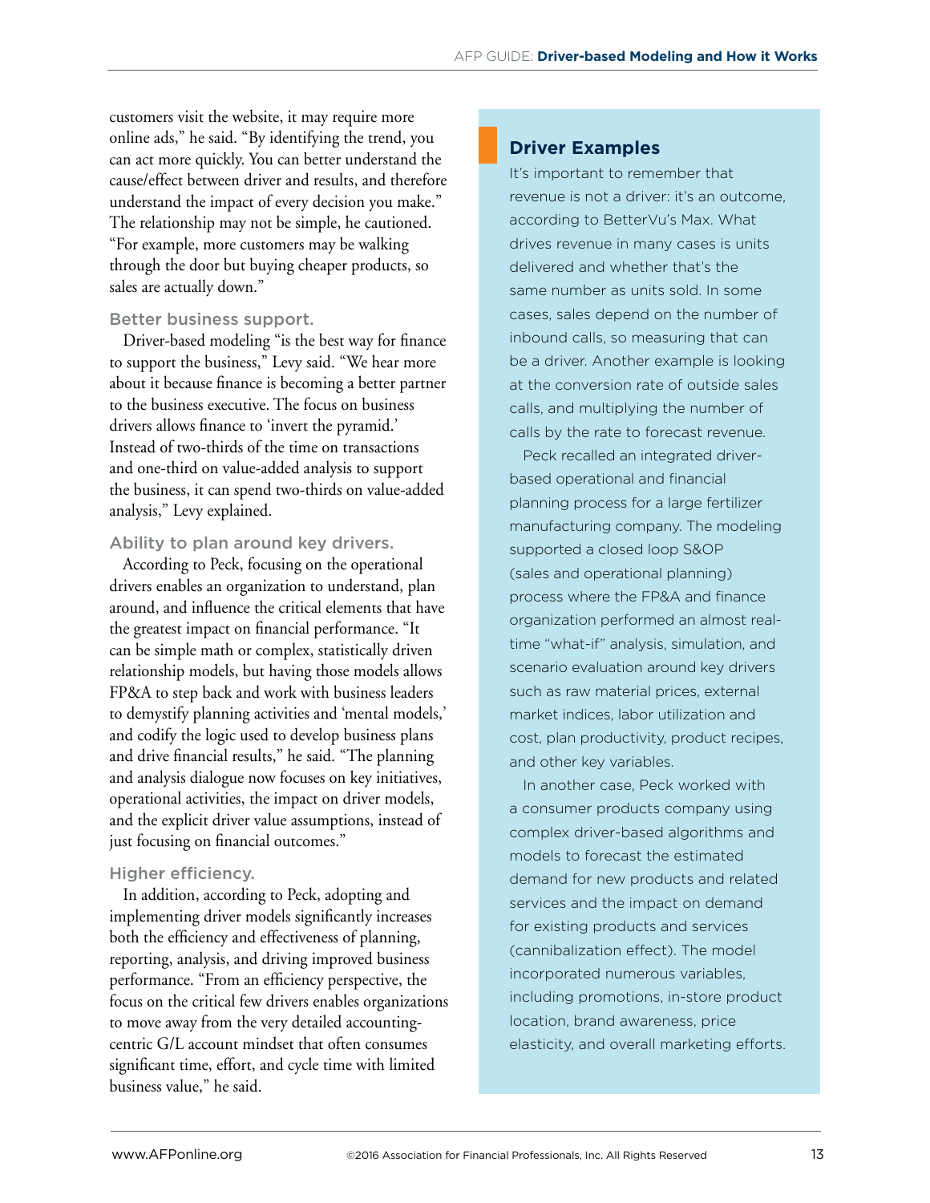customers visit the website, it may require more online ads," he said. "By identifying the trend, you can act more quickly. You can better understand the cause/effect between driver and results, and therefore understand the impact of every decision you make." The relationship may not be simple, he cautioned. "For example, more customers may be walking through the door but buying cheaper products, so sales are actually down."

### Better business support.

Driver-based modeling "is the best way for finance to support the business," Levy said. "We hear more about it because finance is becoming a better partner to the business executive. The focus on business drivers allows finance to 'invert the pyramid.' Instead of two-thirds of the time on transactions and one-third on value-added analysis to support the business, it can spend two-thirds on value-added analysis," Levy explained.

### Ability to plan around key drivers.

According to Peck, focusing on the operational drivers enables an organization to understand, plan around, and influence the critical elements that have the greatest impact on financial performance. "It can be simple math or complex, statistically driven relationship models, but having those models allows FP&A to step back and work with business leaders to demystify planning activities and 'mental models,' and codify the logic used to develop business plans and drive financial results," he said. "The planning and analysis dialogue now focuses on key initiatives, operational activities, the impact on driver models, and the explicit driver value assumptions, instead of just focusing on financial outcomes."

### Higher efficiency.

In addition, according to Peck, adopting and implementing driver models significantly increases both the efficiency and effectiveness of planning, reporting, analysis, and driving improved business performance. "From an efficiency perspective, the focus on the critical few drivers enables organizations to move away from the very detailed accounting-centric G/L account mindset that often consumes significant time, effort, and cycle time with limited business value," he said.

## Driver Examples

It's important to remember that revenue is not a driver: it's an outcome, according to BetterVu's Max. What drives revenue in many cases is units delivered and whether that's the same number as units sold. In some cases, sales depend on the number of inbound calls, so measuring that can be a driver. Another example is looking at the conversion rate of outside sales calls, and multiplying the number of calls by the rate to forecast revenue.

Peck recalled an integrated driver-based operational and financial planning process for a large fertilizer manufacturing company. The modeling supported a closed loop S&OP (sales and operational planning) process where the FP&A and finance organization performed an almost real-time "what-if" analysis, simulation, and scenario evaluation around key drivers such as raw material prices, external market indices, labor utilization and cost, plan productivity, product recipes, and other key variables.

In another case, Peck worked with a consumer products company using complex driver-based algorithms and models to forecast the estimated demand for new products and related services and the impact on demand for existing products and services (cannibalization effect). The model incorporated numerous variables, including promotions, in-store product location, brand awareness, price elasticity, and overall marketing efforts.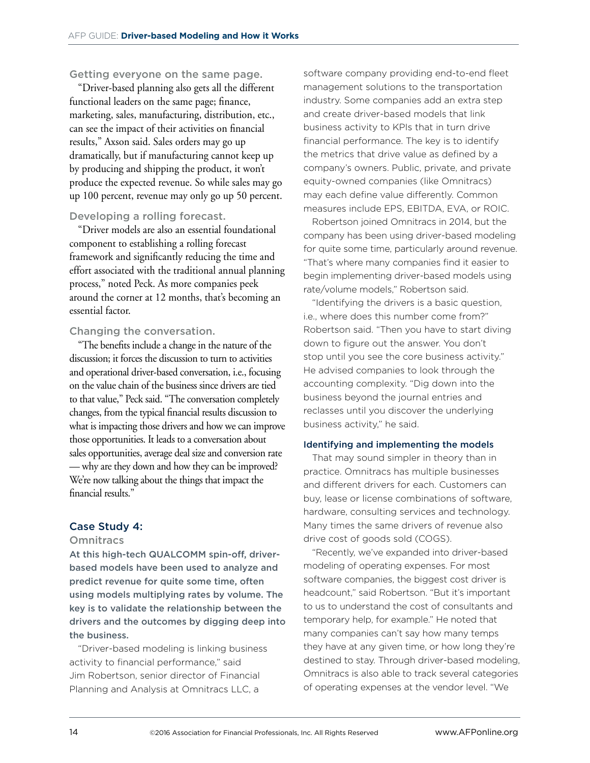### Getting everyone on the same page.

"Driver-based planning also gets all the different functional leaders on the same page; finance, marketing, sales, manufacturing, distribution, etc., can see the impact of their activities on financial results," Axson said. Sales orders may go up dramatically, but if manufacturing cannot keep up by producing and shipping the product, it won't produce the expected revenue. So while sales may go up 100 percent, revenue may only go up 50 percent.

### Developing a rolling forecast.

"Driver models are also an essential foundational component to establishing a rolling forecast framework and significantly reducing the time and effort associated with the traditional annual planning process," noted Peck. As more companies peek around the corner at 12 months, that's becoming an essential factor.

### Changing the conversation.

"The benefits include a change in the nature of the discussion; it forces the discussion to turn to activities and operational driver-based conversation, i.e., focusing on the value chain of the business since drivers are tied to that value," Peck said. "The conversation completely changes, from the typical financial results discussion to what is impacting those drivers and how we can improve those opportunities. It leads to a conversation about sales opportunities, average deal size and conversion rate — why are they down and how they can be improved? We're now talking about the things that impact the financial results."

## Case Study 4:

### Omnitracs

**At this high-tech QUALCOMM spin-off, driver-based models have been used to analyze and predict revenue for quite some time, often using models multiplying rates by volume. The key is to validate the relationship between the drivers and the outcomes by digging deep into the business.**

"Driver-based modeling is linking business activity to financial performance," said Jim Robertson, senior director of Financial Planning and Analysis at Omnitracs LLC, a software company providing end-to-end fleet management solutions to the transportation industry. Some companies add an extra step and create driver-based models that link business activity to KPIs that in turn drive financial performance. The key is to identify the metrics that drive value as defined by a company's owners. Public, private, and private equity-owned companies (like Omnitracs) may each define value differently. Common measures include EPS, EBITDA, EVA, or ROIC.

Robertson joined Omnitracs in 2014, but the company has been using driver-based modeling for quite some time, particularly around revenue. "That's where many companies find it easier to begin implementing driver-based models using rate/volume models," Robertson said.

"Identifying the drivers is a basic question, i.e., where does this number come from?" Robertson said. "Then you have to start diving down to figure out the answer. You don't stop until you see the core business activity." He advised companies to look through the accounting complexity. "Dig down into the business beyond the journal entries and reclasses until you discover the underlying business activity," he said.

### Identifying and implementing the models

That may sound simpler in theory than in practice. Omnitracs has multiple businesses and different drivers for each. Customers can buy, lease or license combinations of software, hardware, consulting services and technology. Many times the same drivers of revenue also drive cost of goods sold (COGS).

"Recently, we've expanded into driver-based modeling of operating expenses. For most software companies, the biggest cost driver is headcount," said Robertson. "But it's important to us to understand the cost of consultants and temporary help, for example." He noted that many companies can't say how many temps they have at any given time, or how long they're destined to stay. Through driver-based modeling, Omnitracs is also able to track several categories of operating expenses at the vendor level. "We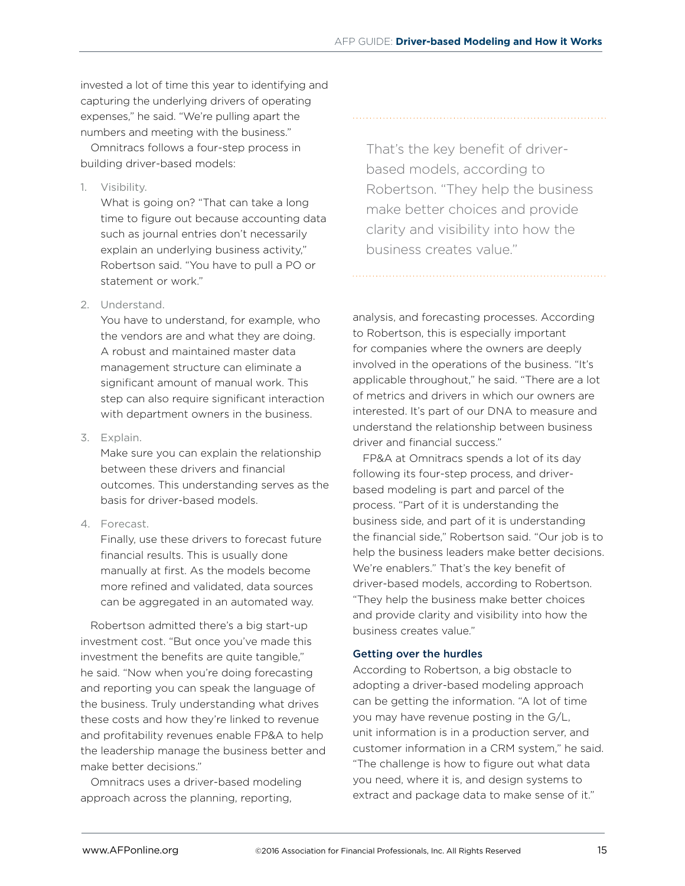invested a lot of time this year to identifying and capturing the underlying drivers of operating expenses," he said. "We're pulling apart the numbers and meeting with the business."

Omnitracs follows a four-step process in building driver-based models:

1. Visibility.
   What is going on? "That can take a long time to figure out because accounting data such as journal entries don't necessarily explain an underlying business activity," Robertson said. "You have to pull a PO or statement or work."

2. Understand.
   You have to understand, for example, who the vendors are and what they are doing. A robust and maintained master data management structure can eliminate a significant amount of manual work. This step can also require significant interaction with department owners in the business.

3. Explain.
   Make sure you can explain the relationship between these drivers and financial outcomes. This understanding serves as the basis for driver-based models.

4. Forecast.
   Finally, use these drivers to forecast future financial results. This is usually done manually at first. As the models become more refined and validated, data sources can be aggregated in an automated way.

Robertson admitted there's a big start-up investment cost. "But once you've made this investment the benefits are quite tangible," he said. "Now when you're doing forecasting and reporting you can speak the language of the business. Truly understanding what drives these costs and how they're linked to revenue and profitability revenues enable FP&A to help the leadership manage the business better and make better decisions."

Omnitracs uses a driver-based modeling approach across the planning, reporting, analysis, and forecasting processes. According to Robertson, this is especially important for companies where the owners are deeply involved in the operations of the business. "It's applicable throughout," he said. "There are a lot of metrics and drivers in which our owners are interested. It's part of our DNA to measure and understand the relationship between business driver and financial success."

> That's the key benefit of driver-based models, according to Robertson. "They help the business make better choices and provide clarity and visibility into how the business creates value."

FP&A at Omnitracs spends a lot of its day following its four-step process, and driver-based modeling is part and parcel of the process. "Part of it is understanding the business side, and part of it is understanding the financial side," Robertson said. "Our job is to help the business leaders make better decisions. We're enablers." That's the key benefit of driver-based models, according to Robertson. "They help the business make better choices and provide clarity and visibility into how the business creates value."

### Getting over the hurdles

According to Robertson, a big obstacle to adopting a driver-based modeling approach can be getting the information. "A lot of time you may have revenue posting in the G/L, unit information is in a production server, and customer information in a CRM system," he said. "The challenge is how to figure out what data you need, where it is, and design systems to extract and package data to make sense of it."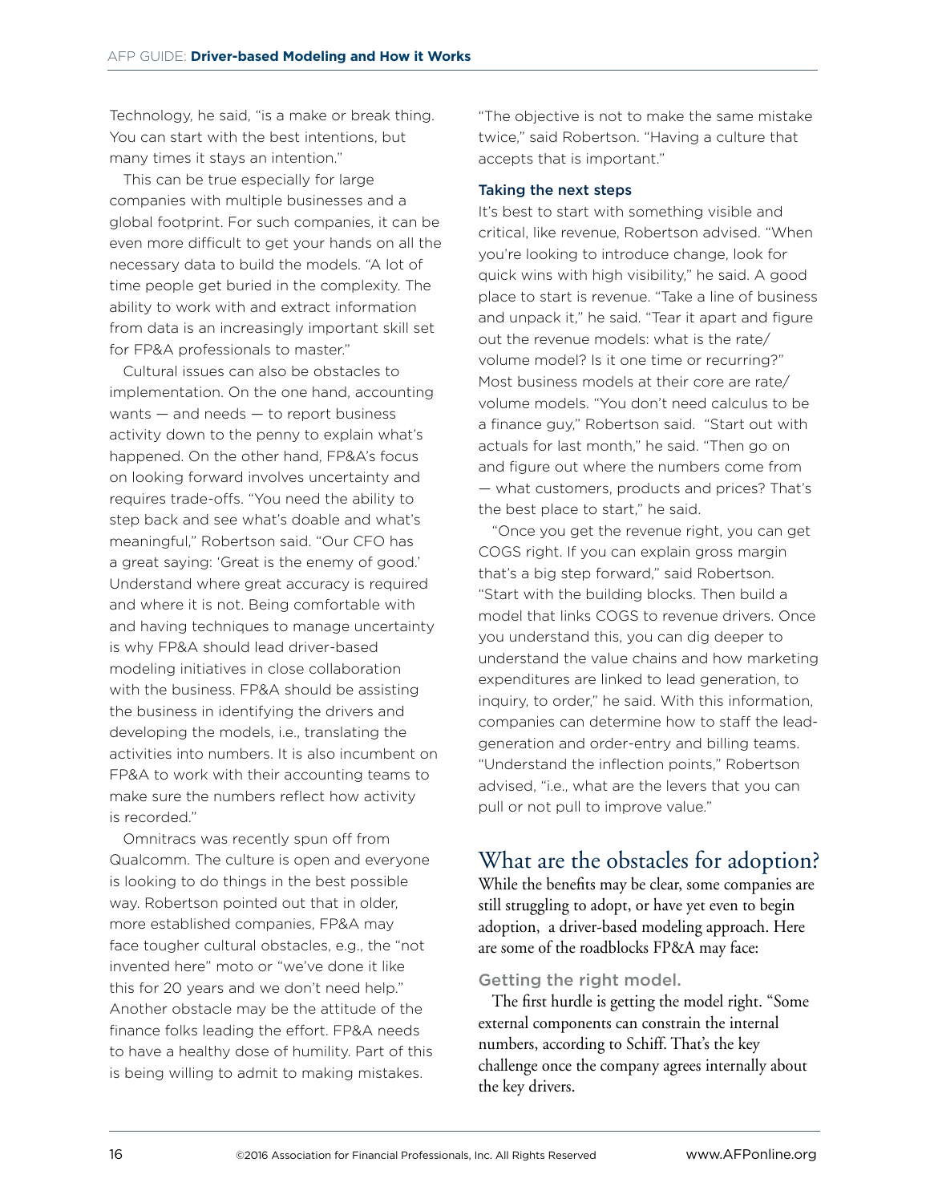Technology, he said, "is a make or break thing. You can start with the best intentions, but many times it stays an intention."

This can be true especially for large companies with multiple businesses and a global footprint. For such companies, it can be even more difficult to get your hands on all the necessary data to build the models. "A lot of time people get buried in the complexity. The ability to work with and extract information from data is an increasingly important skill set for FP&A professionals to master."

Cultural issues can also be obstacles to implementation. On the one hand, accounting wants — and needs — to report business activity down to the penny to explain what's happened. On the other hand, FP&A's focus on looking forward involves uncertainty and requires trade-offs. "You need the ability to step back and see what's doable and what's meaningful," Robertson said. "Our CFO has a great saying: 'Great is the enemy of good.' Understand where great accuracy is required and where it is not. Being comfortable with and having techniques to manage uncertainty is why FP&A should lead driver-based modeling initiatives in close collaboration with the business. FP&A should be assisting the business in identifying the drivers and developing the models, i.e., translating the activities into numbers. It is also incumbent on FP&A to work with their accounting teams to make sure the numbers reflect how activity is recorded."

Omnitracs was recently spun off from Qualcomm. The culture is open and everyone is looking to do things in the best possible way. Robertson pointed out that in older, more established companies, FP&A may face tougher cultural obstacles, e.g., the "not invented here" moto or "we've done it like this for 20 years and we don't need help." Another obstacle may be the attitude of the finance folks leading the effort. FP&A needs to have a healthy dose of humility. Part of this is being willing to admit to making mistakes.

"The objective is not to make the same mistake twice," said Robertson. "Having a culture that accepts that is important."

### Taking the next steps

It's best to start with something visible and critical, like revenue, Robertson advised. "When you're looking to introduce change, look for quick wins with high visibility," he said. A good place to start is revenue. "Take a line of business and unpack it," he said. "Tear it apart and figure out the revenue models: what is the rate/volume model? Is it one time or recurring?" Most business models at their core are rate/volume models. "You don't need calculus to be a finance guy," Robertson said. "Start out with actuals for last month," he said. "Then go on and figure out where the numbers come from — what customers, products and prices? That's the best place to start," he said.

"Once you get the revenue right, you can get COGS right. If you can explain gross margin that's a big step forward," said Robertson. "Start with the building blocks. Then build a model that links COGS to revenue drivers. Once you understand this, you can dig deeper to understand the value chains and how marketing expenditures are linked to lead generation, to inquiry, to order," he said. With this information, companies can determine how to staff the lead-generation and order-entry and billing teams. "Understand the inflection points," Robertson advised, "i.e., what are the levers that you can pull or not pull to improve value."

## What are the obstacles for adoption?

While the benefits may be clear, some companies are still struggling to adopt, or have yet even to begin adoption, a driver-based modeling approach. Here are some of the roadblocks FP&A may face:

### Getting the right model.

The first hurdle is getting the model right. "Some external components can constrain the internal numbers, according to Schiff. That's the key challenge once the company agrees internally about the key drivers.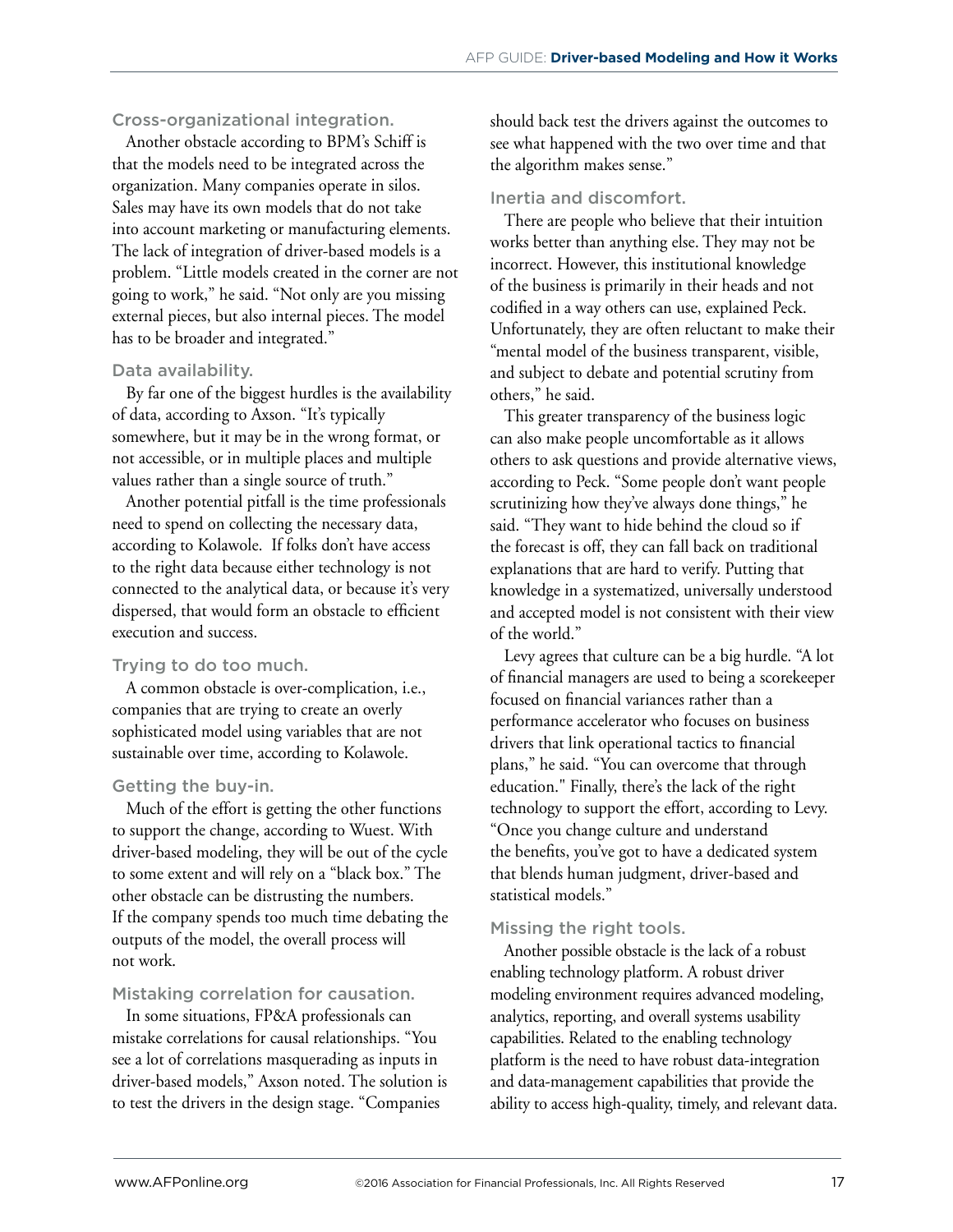### Cross-organizational integration.

Another obstacle according to BPM's Schiff is that the models need to be integrated across the organization. Many companies operate in silos. Sales may have its own models that do not take into account marketing or manufacturing elements. The lack of integration of driver-based models is a problem. "Little models created in the corner are not going to work," he said. "Not only are you missing external pieces, but also internal pieces. The model has to be broader and integrated."

### Data availability.

By far one of the biggest hurdles is the availability of data, according to Axson. "It's typically somewhere, but it may be in the wrong format, or not accessible, or in multiple places and multiple values rather than a single source of truth."

Another potential pitfall is the time professionals need to spend on collecting the necessary data, according to Kolawole. If folks don't have access to the right data because either technology is not connected to the analytical data, or because it's very dispersed, that would form an obstacle to efficient execution and success.

### Trying to do too much.

A common obstacle is over-complication, i.e., companies that are trying to create an overly sophisticated model using variables that are not sustainable over time, according to Kolawole.

### Getting the buy-in.

Much of the effort is getting the other functions to support the change, according to Wuest. With driver-based modeling, they will be out of the cycle to some extent and will rely on a "black box." The other obstacle can be distrusting the numbers. If the company spends too much time debating the outputs of the model, the overall process will not work.

### Mistaking correlation for causation.

In some situations, FP&A professionals can mistake correlations for causal relationships. "You see a lot of correlations masquerading as inputs in driver-based models," Axson noted. The solution is to test the drivers in the design stage. "Companies should back test the drivers against the outcomes to see what happened with the two over time and that the algorithm makes sense."

### Inertia and discomfort.

There are people who believe that their intuition works better than anything else. They may not be incorrect. However, this institutional knowledge of the business is primarily in their heads and not codified in a way others can use, explained Peck. Unfortunately, they are often reluctant to make their "mental model of the business transparent, visible, and subject to debate and potential scrutiny from others," he said.

This greater transparency of the business logic can also make people uncomfortable as it allows others to ask questions and provide alternative views, according to Peck. "Some people don't want people scrutinizing how they've always done things," he said. "They want to hide behind the cloud so if the forecast is off, they can fall back on traditional explanations that are hard to verify. Putting that knowledge in a systematized, universally understood and accepted model is not consistent with their view of the world."

Levy agrees that culture can be a big hurdle. "A lot of financial managers are used to being a scorekeeper focused on financial variances rather than a performance accelerator who focuses on business drivers that link operational tactics to financial plans," he said. "You can overcome that through education." Finally, there's the lack of the right technology to support the effort, according to Levy. "Once you change culture and understand the benefits, you've got to have a dedicated system that blends human judgment, driver-based and statistical models."

### Missing the right tools.

Another possible obstacle is the lack of a robust enabling technology platform. A robust driver modeling environment requires advanced modeling, analytics, reporting, and overall systems usability capabilities. Related to the enabling technology platform is the need to have robust data-integration and data-management capabilities that provide the ability to access high-quality, timely, and relevant data.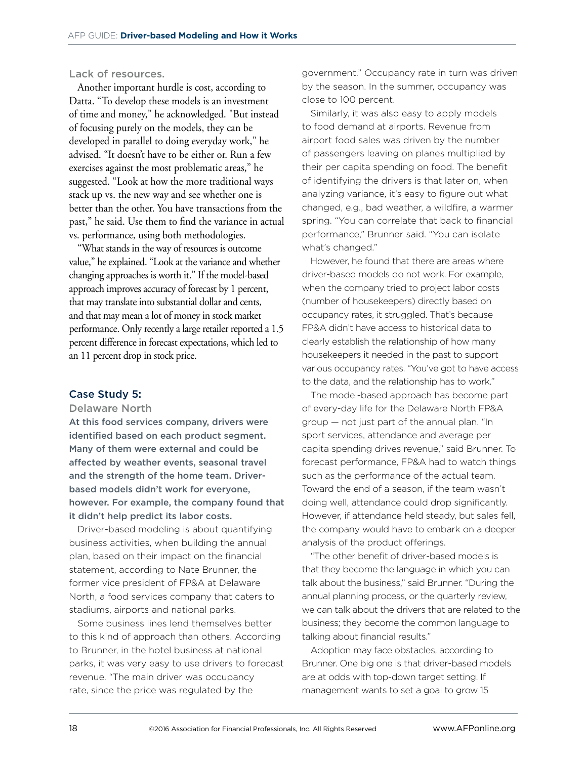### Lack of resources.

Another important hurdle is cost, according to Datta. "To develop these models is an investment of time and money," he acknowledged. "But instead of focusing purely on the models, they can be developed in parallel to doing everyday work," he advised. "It doesn't have to be either or. Run a few exercises against the most problematic areas," he suggested. "Look at how the more traditional ways stack up vs. the new way and see whether one is better than the other. You have transactions from the past," he said. Use them to find the variance in actual vs. performance, using both methodologies.

"What stands in the way of resources is outcome value," he explained. "Look at the variance and whether changing approaches is worth it." If the model-based approach improves accuracy of forecast by 1 percent, that may translate into substantial dollar and cents, and that may mean a lot of money in stock market performance. Only recently a large retailer reported a 1.5 percent difference in forecast expectations, which led to an 11 percent drop in stock price.

## Case Study 5:

### Delaware North

**At this food services company, drivers were identified based on each product segment. Many of them were external and could be affected by weather events, seasonal travel and the strength of the home team. Driver-based models didn't work for everyone, however. For example, the company found that it didn't help predict its labor costs.**

Driver-based modeling is about quantifying business activities, when building the annual plan, based on their impact on the financial statement, according to Nate Brunner, the former vice president of FP&A at Delaware North, a food services company that caters to stadiums, airports and national parks.

Some business lines lend themselves better to this kind of approach than others. According to Brunner, in the hotel business at national parks, it was very easy to use drivers to forecast revenue. "The main driver was occupancy rate, since the price was regulated by the government." Occupancy rate in turn was driven by the season. In the summer, occupancy was close to 100 percent.

Similarly, it was also easy to apply models to food demand at airports. Revenue from airport food sales was driven by the number of passengers leaving on planes multiplied by their per capita spending on food. The benefit of identifying the drivers is that later on, when analyzing variance, it's easy to figure out what changed, e.g., bad weather, a wildfire, a warmer spring. "You can correlate that back to financial performance," Brunner said. "You can isolate what's changed."

However, he found that there are areas where driver-based models do not work. For example, when the company tried to project labor costs (number of housekeepers) directly based on occupancy rates, it struggled. That's because FP&A didn't have access to historical data to clearly establish the relationship of how many housekeepers it needed in the past to support various occupancy rates. "You've got to have access to the data, and the relationship has to work."

The model-based approach has become part of every-day life for the Delaware North FP&A group — not just part of the annual plan. "In sport services, attendance and average per capita spending drives revenue," said Brunner. To forecast performance, FP&A had to watch things such as the performance of the actual team. Toward the end of a season, if the team wasn't doing well, attendance could drop significantly. However, if attendance held steady, but sales fell, the company would have to embark on a deeper analysis of the product offerings.

"The other benefit of driver-based models is that they become the language in which you can talk about the business," said Brunner. "During the annual planning process, or the quarterly review, we can talk about the drivers that are related to the business; they become the common language to talking about financial results."

Adoption may face obstacles, according to Brunner. One big one is that driver-based models are at odds with top-down target setting. If management wants to set a goal to grow 15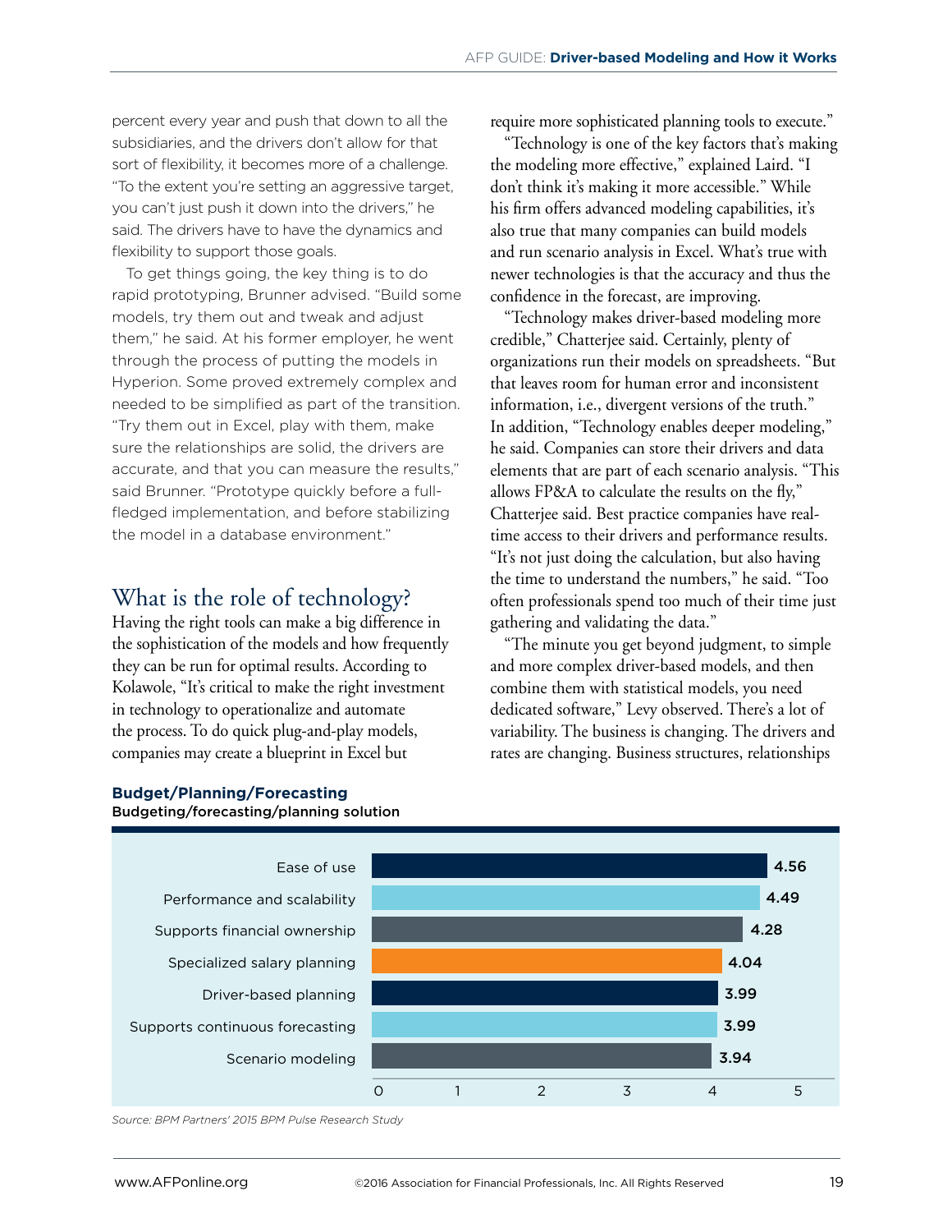percent every year and push that down to all the subsidiaries, and the drivers don't allow for that sort of flexibility, it becomes more of a challenge. "To the extent you're setting an aggressive target, you can't just push it down into the drivers," he said. The drivers have to have the dynamics and flexibility to support those goals.

To get things going, the key thing is to do rapid prototyping, Brunner advised. "Build some models, try them out and tweak and adjust them," he said. At his former employer, he went through the process of putting the models in Hyperion. Some proved extremely complex and needed to be simplified as part of the transition. "Try them out in Excel, play with them, make sure the relationships are solid, the drivers are accurate, and that you can measure the results," said Brunner. "Prototype quickly before a full-fledged implementation, and before stabilizing the model in a database environment."

## What is the role of technology?

Having the right tools can make a big difference in the sophistication of the models and how frequently they can be run for optimal results. According to Kolawole, "It's critical to make the right investment in technology to operationalize and automate the process. To do quick plug-and-play models, companies may create a blueprint in Excel but require more sophisticated planning tools to execute."

"Technology is one of the key factors that's making the modeling more effective," explained Laird. "I don't think it's making it more accessible." While his firm offers advanced modeling capabilities, it's also true that many companies can build models and run scenario analysis in Excel. What's true with newer technologies is that the accuracy and thus the confidence in the forecast, are improving.

"Technology makes driver-based modeling more credible," Chatterjee said. Certainly, plenty of organizations run their models on spreadsheets. "But that leaves room for human error and inconsistent information, i.e., divergent versions of the truth." In addition, "Technology enables deeper modeling," he said. Companies can store their drivers and data elements that are part of each scenario analysis. "This allows FP&A to calculate the results on the fly," Chatterjee said. Best practice companies have real-time access to their drivers and performance results. "It's not just doing the calculation, but also having the time to understand the numbers," he said. "Too often professionals spend too much of their time just gathering and validating the data."

"The minute you get beyond judgment, to simple and more complex driver-based models, and then combine them with statistical models, you need dedicated software," Levy observed. There's a lot of variability. The business is changing. The drivers and rates are changing. Business structures, relationships

**Budget/Planning/Forecasting**

**Budgeting/forecasting/planning solution**

| Feature | Score |
|---|---|
| Ease of use | 4.56 |
| Performance and scalability | 4.49 |
| Supports financial ownership | 4.28 |
| Specialized salary planning | 4.04 |
| Driver-based planning | 3.99 |
| Supports continuous forecasting | 3.99 |
| Scenario modeling | 3.94 |

*Source: BPM Partners' 2015 BPM Pulse Research Study*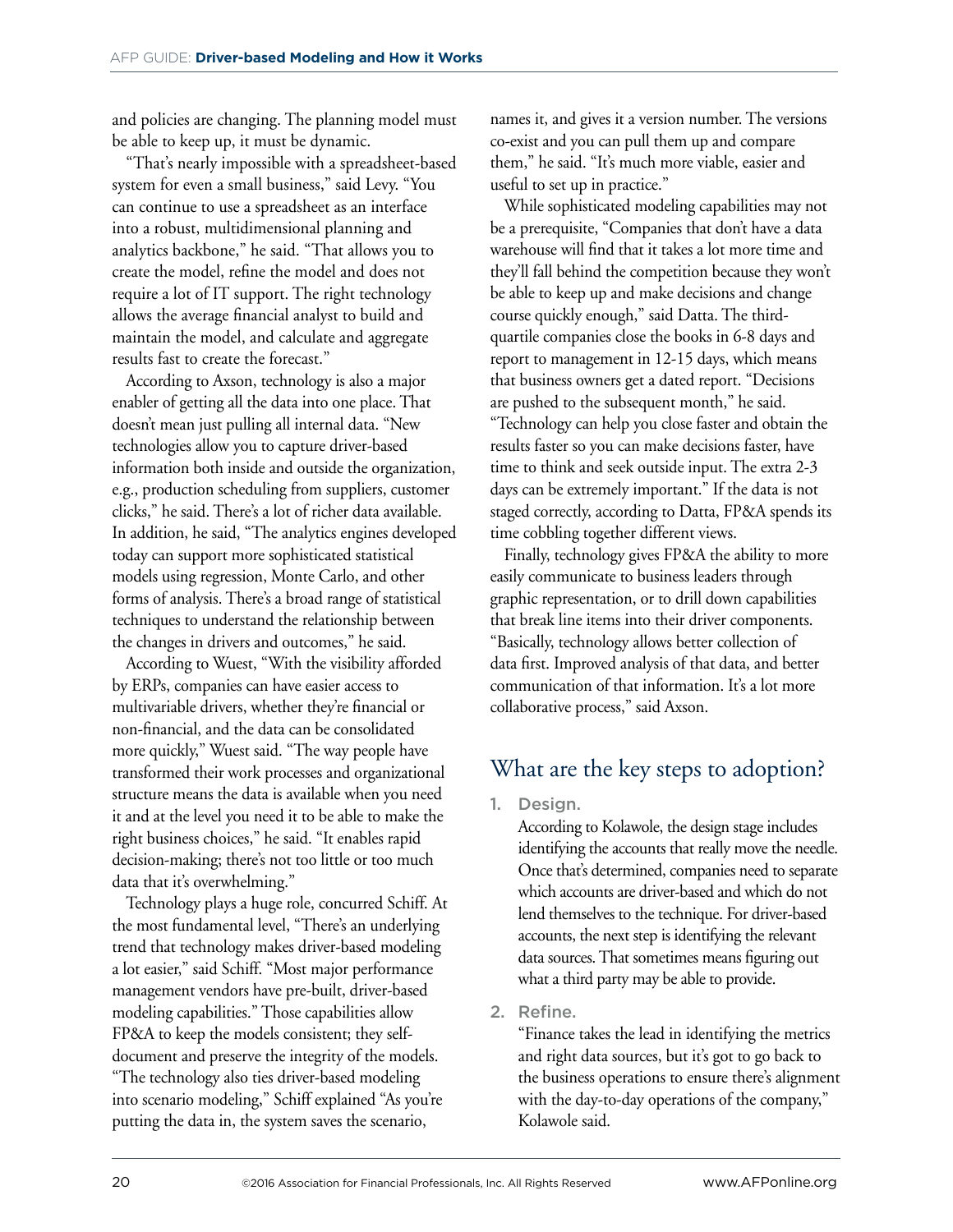and policies are changing. The planning model must be able to keep up, it must be dynamic.

"That's nearly impossible with a spreadsheet-based system for even a small business," said Levy. "You can continue to use a spreadsheet as an interface into a robust, multidimensional planning and analytics backbone," he said. "That allows you to create the model, refine the model and does not require a lot of IT support. The right technology allows the average financial analyst to build and maintain the model, and calculate and aggregate results fast to create the forecast."

According to Axson, technology is also a major enabler of getting all the data into one place. That doesn't mean just pulling all internal data. "New technologies allow you to capture driver-based information both inside and outside the organization, e.g., production scheduling from suppliers, customer clicks," he said. There's a lot of richer data available. In addition, he said, "The analytics engines developed today can support more sophisticated statistical models using regression, Monte Carlo, and other forms of analysis. There's a broad range of statistical techniques to understand the relationship between the changes in drivers and outcomes," he said.

According to Wuest, "With the visibility afforded by ERPs, companies can have easier access to multivariable drivers, whether they're financial or non-financial, and the data can be consolidated more quickly," Wuest said. "The way people have transformed their work processes and organizational structure means the data is available when you need it and at the level you need it to be able to make the right business choices," he said. "It enables rapid decision-making; there's not too little or too much data that it's overwhelming."

Technology plays a huge role, concurred Schiff. At the most fundamental level, "There's an underlying trend that technology makes driver-based modeling a lot easier," said Schiff. "Most major performance management vendors have pre-built, driver-based modeling capabilities." Those capabilities allow FP&A to keep the models consistent; they self-document and preserve the integrity of the models. "The technology also ties driver-based modeling into scenario modeling," Schiff explained "As you're putting the data in, the system saves the scenario, names it, and gives it a version number. The versions co-exist and you can pull them up and compare them," he said. "It's much more viable, easier and useful to set up in practice."

While sophisticated modeling capabilities may not be a prerequisite, "Companies that don't have a data warehouse will find that it takes a lot more time and they'll fall behind the competition because they won't be able to keep up and make decisions and change course quickly enough," said Datta. The third-quartile companies close the books in 6-8 days and report to management in 12-15 days, which means that business owners get a dated report. "Decisions are pushed to the subsequent month," he said. "Technology can help you close faster and obtain the results faster so you can make decisions faster, have time to think and seek outside input. The extra 2-3 days can be extremely important." If the data is not staged correctly, according to Datta, FP&A spends its time cobbling together different views.

Finally, technology gives FP&A the ability to more easily communicate to business leaders through graphic representation, or to drill down capabilities that break line items into their driver components. "Basically, technology allows better collection of data first. Improved analysis of that data, and better communication of that information. It's a lot more collaborative process," said Axson.

## What are the key steps to adoption?

1. **Design.**

   According to Kolawole, the design stage includes identifying the accounts that really move the needle. Once that's determined, companies need to separate which accounts are driver-based and which do not lend themselves to the technique. For driver-based accounts, the next step is identifying the relevant data sources. That sometimes means figuring out what a third party may be able to provide.

2. **Refine.**

   "Finance takes the lead in identifying the metrics and right data sources, but it's got to go back to the business operations to ensure there's alignment with the day-to-day operations of the company," Kolawole said.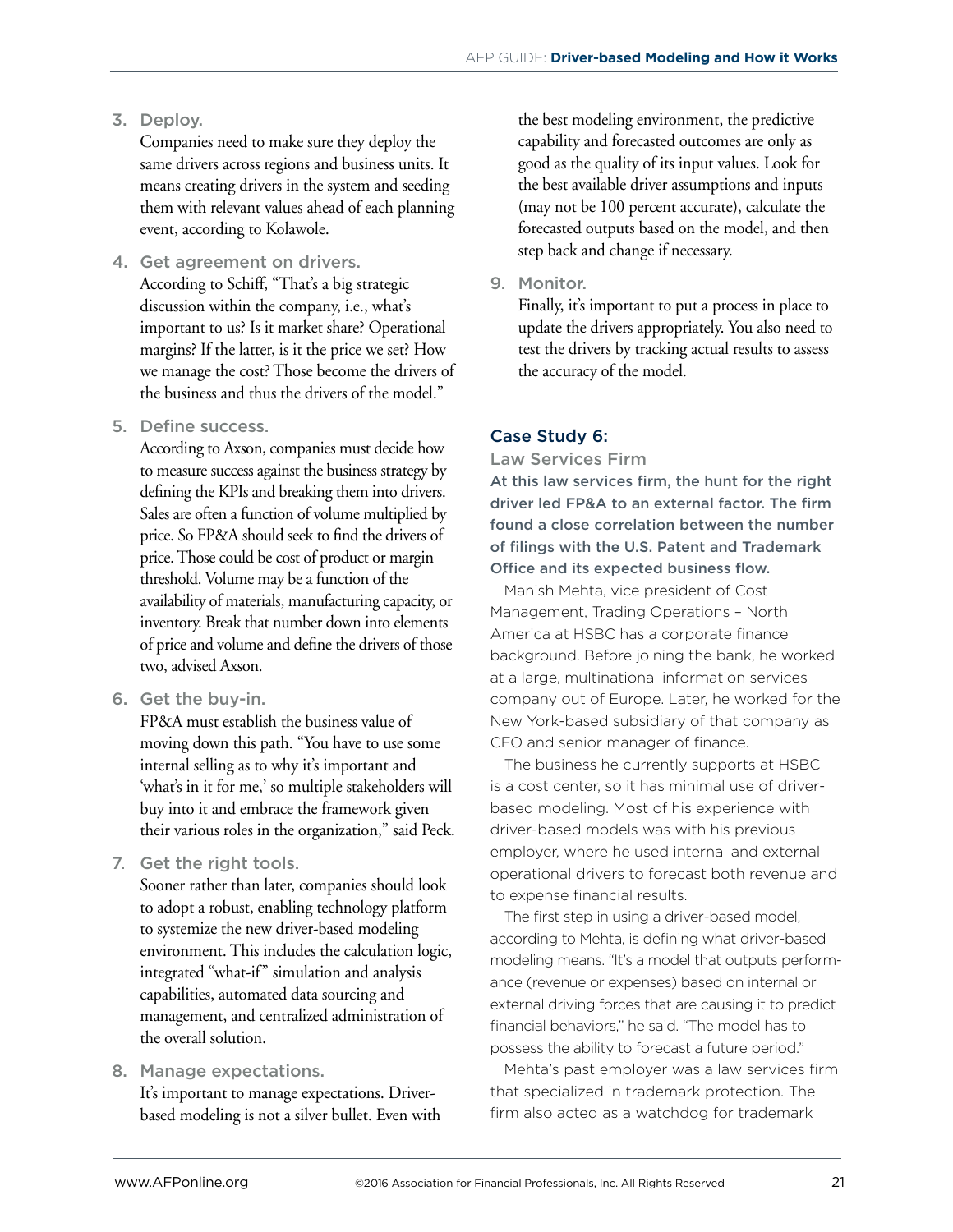3. **Deploy.**
   Companies need to make sure they deploy the same drivers across regions and business units. It means creating drivers in the system and seeding them with relevant values ahead of each planning event, according to Kolawole.

4. **Get agreement on drivers.**
   According to Schiff, "That's a big strategic discussion within the company, i.e., what's important to us? Is it market share? Operational margins? If the latter, is it the price we set? How we manage the cost? Those become the drivers of the business and thus the drivers of the model."

5. **Define success.**
   According to Axson, companies must decide how to measure success against the business strategy by defining the KPIs and breaking them into drivers. Sales are often a function of volume multiplied by price. So FP&A should seek to find the drivers of price. Those could be cost of product or margin threshold. Volume may be a function of the availability of materials, manufacturing capacity, or inventory. Break that number down into elements of price and volume and define the drivers of those two, advised Axson.

6. **Get the buy-in.**
   FP&A must establish the business value of moving down this path. "You have to use some internal selling as to why it's important and 'what's in it for me,' so multiple stakeholders will buy into it and embrace the framework given their various roles in the organization," said Peck.

7. **Get the right tools.**
   Sooner rather than later, companies should look to adopt a robust, enabling technology platform to systemize the new driver-based modeling environment. This includes the calculation logic, integrated "what-if" simulation and analysis capabilities, automated data sourcing and management, and centralized administration of the overall solution.

8. **Manage expectations.**
   It's important to manage expectations. Driver-based modeling is not a silver bullet. Even with the best modeling environment, the predictive capability and forecasted outcomes are only as good as the quality of its input values. Look for the best available driver assumptions and inputs (may not be 100 percent accurate), calculate the forecasted outputs based on the model, and then step back and change if necessary.

9. **Monitor.**
   Finally, it's important to put a process in place to update the drivers appropriately. You also need to test the drivers by tracking actual results to assess the accuracy of the model.

## Case Study 6:

### Law Services Firm

**At this law services firm, the hunt for the right driver led FP&A to an external factor. The firm found a close correlation between the number of filings with the U.S. Patent and Trademark Office and its expected business flow.**

Manish Mehta, vice president of Cost Management, Trading Operations – North America at HSBC has a corporate finance background. Before joining the bank, he worked at a large, multinational information services company out of Europe. Later, he worked for the New York-based subsidiary of that company as CFO and senior manager of finance.

The business he currently supports at HSBC is a cost center, so it has minimal use of driver-based modeling. Most of his experience with driver-based models was with his previous employer, where he used internal and external operational drivers to forecast both revenue and to expense financial results.

The first step in using a driver-based model, according to Mehta, is defining what driver-based modeling means. "It's a model that outputs performance (revenue or expenses) based on internal or external driving forces that are causing it to predict financial behaviors," he said. "The model has to possess the ability to forecast a future period."

Mehta's past employer was a law services firm that specialized in trademark protection. The firm also acted as a watchdog for trademark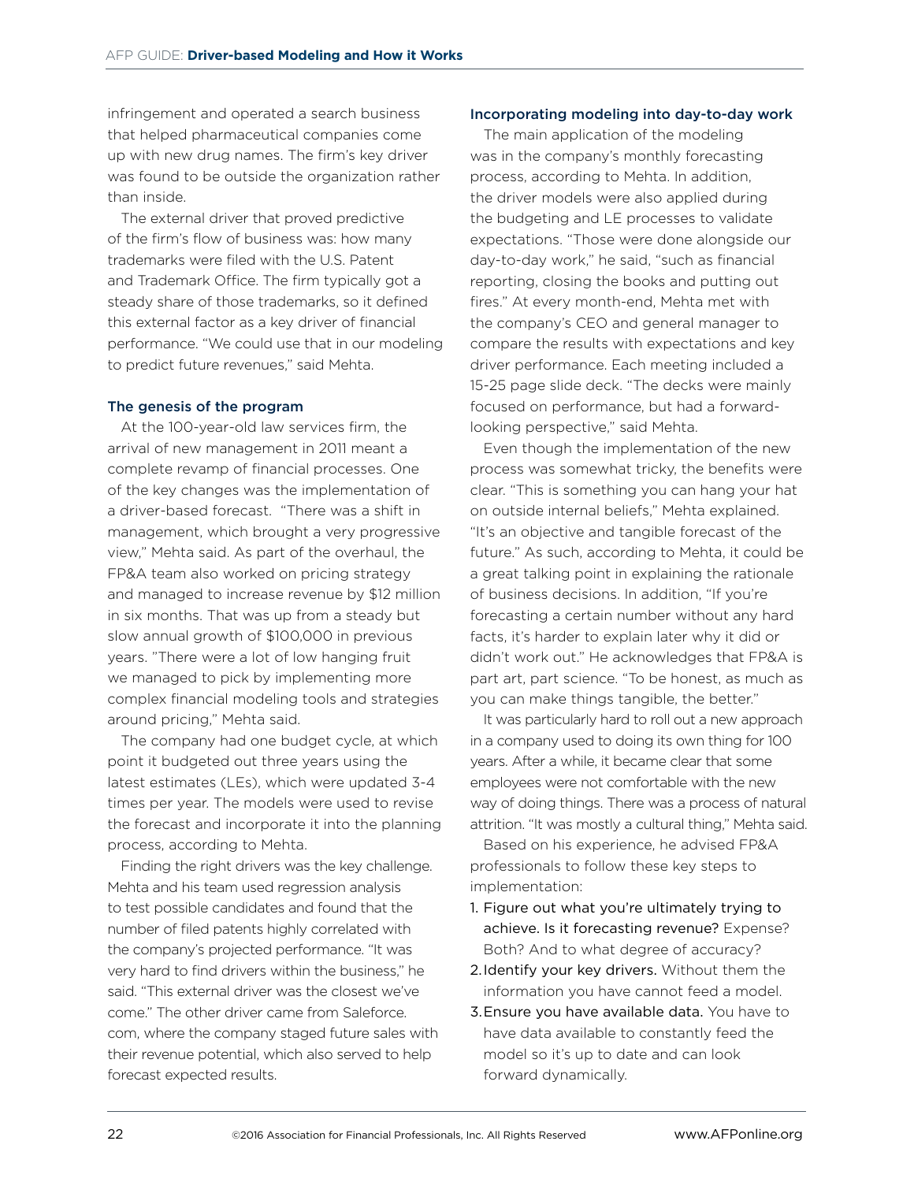infringement and operated a search business that helped pharmaceutical companies come up with new drug names. The firm's key driver was found to be outside the organization rather than inside.

The external driver that proved predictive of the firm's flow of business was: how many trademarks were filed with the U.S. Patent and Trademark Office. The firm typically got a steady share of those trademarks, so it defined this external factor as a key driver of financial performance. "We could use that in our modeling to predict future revenues," said Mehta.

### The genesis of the program

At the 100-year-old law services firm, the arrival of new management in 2011 meant a complete revamp of financial processes. One of the key changes was the implementation of a driver-based forecast. "There was a shift in management, which brought a very progressive view," Mehta said. As part of the overhaul, the FP&A team also worked on pricing strategy and managed to increase revenue by $12 million in six months. That was up from a steady but slow annual growth of $100,000 in previous years. "There were a lot of low hanging fruit we managed to pick by implementing more complex financial modeling tools and strategies around pricing," Mehta said.

The company had one budget cycle, at which point it budgeted out three years using the latest estimates (LEs), which were updated 3-4 times per year. The models were used to revise the forecast and incorporate it into the planning process, according to Mehta.

Finding the right drivers was the key challenge. Mehta and his team used regression analysis to test possible candidates and found that the number of filed patents highly correlated with the company's projected performance. "It was very hard to find drivers within the business," he said. "This external driver was the closest we've come." The other driver came from Saleforce.com, where the company staged future sales with their revenue potential, which also served to help forecast expected results.

### Incorporating modeling into day-to-day work

The main application of the modeling was in the company's monthly forecasting process, according to Mehta. In addition, the driver models were also applied during the budgeting and LE processes to validate expectations. "Those were done alongside our day-to-day work," he said, "such as financial reporting, closing the books and putting out fires." At every month-end, Mehta met with the company's CEO and general manager to compare the results with expectations and key driver performance. Each meeting included a 15-25 page slide deck. "The decks were mainly focused on performance, but had a forward-looking perspective," said Mehta.

Even though the implementation of the new process was somewhat tricky, the benefits were clear. "This is something you can hang your hat on outside internal beliefs," Mehta explained. "It's an objective and tangible forecast of the future." As such, according to Mehta, it could be a great talking point in explaining the rationale of business decisions. In addition, "If you're forecasting a certain number without any hard facts, it's harder to explain later why it did or didn't work out." He acknowledges that FP&A is part art, part science. "To be honest, as much as you can make things tangible, the better."

It was particularly hard to roll out a new approach in a company used to doing its own thing for 100 years. After a while, it became clear that some employees were not comfortable with the new way of doing things. There was a process of natural attrition. "It was mostly a cultural thing," Mehta said.

Based on his experience, he advised FP&A professionals to follow these key steps to implementation:

1. Figure out what you're ultimately trying to achieve. Is it forecasting revenue? Expense? Both? And to what degree of accuracy?
2. Identify your key drivers. Without them the information you have cannot feed a model.
3. Ensure you have available data. You have to have data available to constantly feed the model so it's up to date and can look forward dynamically.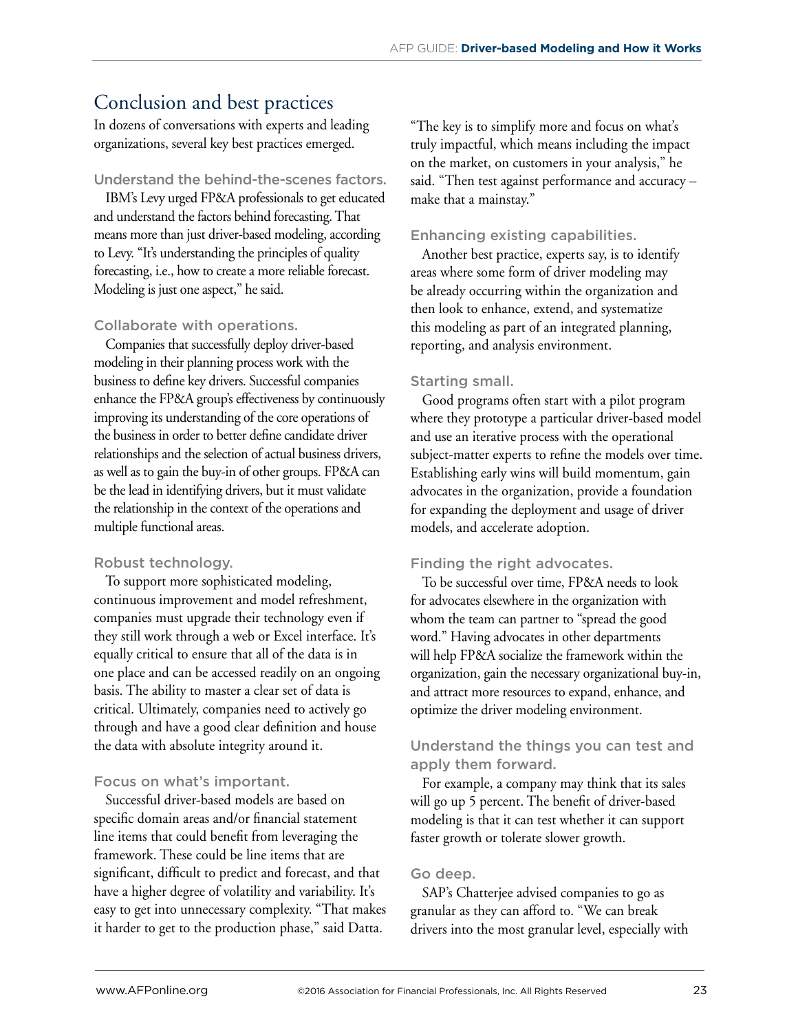## Conclusion and best practices

In dozens of conversations with experts and leading organizations, several key best practices emerged.

### Understand the behind-the-scenes factors.

IBM's Levy urged FP&A professionals to get educated and understand the factors behind forecasting. That means more than just driver-based modeling, according to Levy. "It's understanding the principles of quality forecasting, i.e., how to create a more reliable forecast. Modeling is just one aspect," he said.

### Collaborate with operations.

Companies that successfully deploy driver-based modeling in their planning process work with the business to define key drivers. Successful companies enhance the FP&A group's effectiveness by continuously improving its understanding of the core operations of the business in order to better define candidate driver relationships and the selection of actual business drivers, as well as to gain the buy-in of other groups. FP&A can be the lead in identifying drivers, but it must validate the relationship in the context of the operations and multiple functional areas.

### Robust technology.

To support more sophisticated modeling, continuous improvement and model refreshment, companies must upgrade their technology even if they still work through a web or Excel interface. It's equally critical to ensure that all of the data is in one place and can be accessed readily on an ongoing basis. The ability to master a clear set of data is critical. Ultimately, companies need to actively go through and have a good clear definition and house the data with absolute integrity around it.

### Focus on what's important.

Successful driver-based models are based on specific domain areas and/or financial statement line items that could benefit from leveraging the framework. These could be line items that are significant, difficult to predict and forecast, and that have a higher degree of volatility and variability. It's easy to get into unnecessary complexity. "That makes it harder to get to the production phase," said Datta.

"The key is to simplify more and focus on what's truly impactful, which means including the impact on the market, on customers in your analysis," he said. "Then test against performance and accuracy – make that a mainstay."

### Enhancing existing capabilities.

Another best practice, experts say, is to identify areas where some form of driver modeling may be already occurring within the organization and then look to enhance, extend, and systematize this modeling as part of an integrated planning, reporting, and analysis environment.

### Starting small.

Good programs often start with a pilot program where they prototype a particular driver-based model and use an iterative process with the operational subject-matter experts to refine the models over time. Establishing early wins will build momentum, gain advocates in the organization, provide a foundation for expanding the deployment and usage of driver models, and accelerate adoption.

### Finding the right advocates.

To be successful over time, FP&A needs to look for advocates elsewhere in the organization with whom the team can partner to "spread the good word." Having advocates in other departments will help FP&A socialize the framework within the organization, gain the necessary organizational buy-in, and attract more resources to expand, enhance, and optimize the driver modeling environment.

### Understand the things you can test and apply them forward.

For example, a company may think that its sales will go up 5 percent. The benefit of driver-based modeling is that it can test whether it can support faster growth or tolerate slower growth.

### Go deep.

SAP's Chatterjee advised companies to go as granular as they can afford to. "We can break drivers into the most granular level, especially with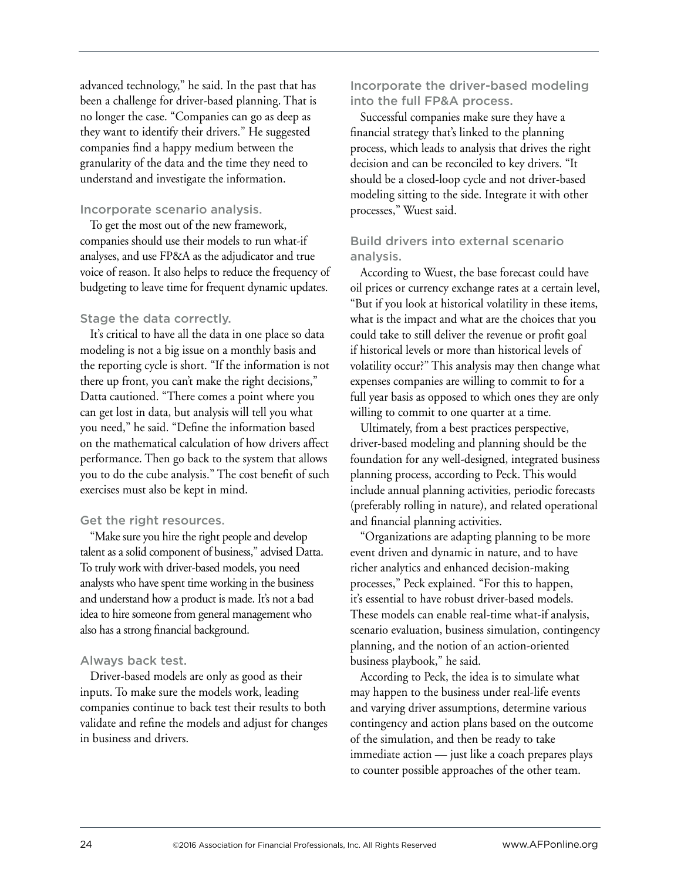advanced technology," he said. In the past that has been a challenge for driver-based planning. That is no longer the case. "Companies can go as deep as they want to identify their drivers." He suggested companies find a happy medium between the granularity of the data and the time they need to understand and investigate the information.

### Incorporate scenario analysis.

To get the most out of the new framework, companies should use their models to run what-if analyses, and use FP&A as the adjudicator and true voice of reason. It also helps to reduce the frequency of budgeting to leave time for frequent dynamic updates.

### Stage the data correctly.

It's critical to have all the data in one place so data modeling is not a big issue on a monthly basis and the reporting cycle is short. "If the information is not there up front, you can't make the right decisions," Datta cautioned. "There comes a point where you can get lost in data, but analysis will tell you what you need," he said. "Define the information based on the mathematical calculation of how drivers affect performance. Then go back to the system that allows you to do the cube analysis." The cost benefit of such exercises must also be kept in mind.

### Get the right resources.

"Make sure you hire the right people and develop talent as a solid component of business," advised Datta. To truly work with driver-based models, you need analysts who have spent time working in the business and understand how a product is made. It's not a bad idea to hire someone from general management who also has a strong financial background.

### Always back test.

Driver-based models are only as good as their inputs. To make sure the models work, leading companies continue to back test their results to both validate and refine the models and adjust for changes in business and drivers.

### Incorporate the driver-based modeling into the full FP&A process.

Successful companies make sure they have a financial strategy that's linked to the planning process, which leads to analysis that drives the right decision and can be reconciled to key drivers. "It should be a closed-loop cycle and not driver-based modeling sitting to the side. Integrate it with other processes," Wuest said.

### Build drivers into external scenario analysis.

According to Wuest, the base forecast could have oil prices or currency exchange rates at a certain level, "But if you look at historical volatility in these items, what is the impact and what are the choices that you could take to still deliver the revenue or profit goal if historical levels or more than historical levels of volatility occur?" This analysis may then change what expenses companies are willing to commit to for a full year basis as opposed to which ones they are only willing to commit to one quarter at a time.

Ultimately, from a best practices perspective, driver-based modeling and planning should be the foundation for any well-designed, integrated business planning process, according to Peck. This would include annual planning activities, periodic forecasts (preferably rolling in nature), and related operational and financial planning activities.

"Organizations are adapting planning to be more event driven and dynamic in nature, and to have richer analytics and enhanced decision-making processes," Peck explained. "For this to happen, it's essential to have robust driver-based models. These models can enable real-time what-if analysis, scenario evaluation, business simulation, contingency planning, and the notion of an action-oriented business playbook," he said.

According to Peck, the idea is to simulate what may happen to the business under real-life events and varying driver assumptions, determine various contingency and action plans based on the outcome of the simulation, and then be ready to take immediate action — just like a coach prepares plays to counter possible approaches of the other team.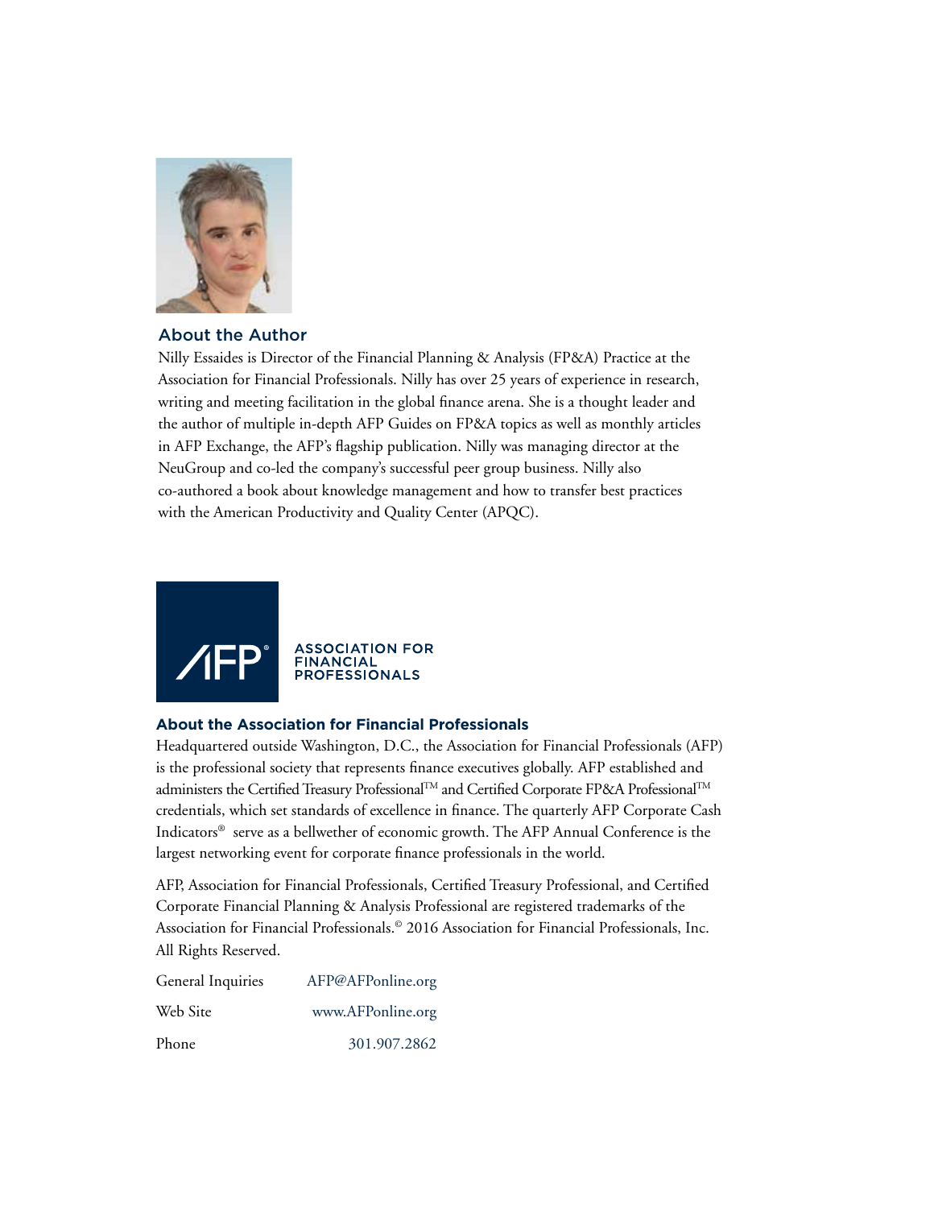## About the Author

Nilly Essaides is Director of the Financial Planning & Analysis (FP&A) Practice at the Association for Financial Professionals. Nilly has over 25 years of experience in research, writing and meeting facilitation in the global finance arena. She is a thought leader and the author of multiple in-depth AFP Guides on FP&A topics as well as monthly articles in AFP Exchange, the AFP's flagship publication. Nilly was managing director at the NeuGroup and co-led the company's successful peer group business. Nilly also co-authored a book about knowledge management and how to transfer best practices with the American Productivity and Quality Center (APQC).

AFP® ASSOCIATION FOR FINANCIAL PROFESSIONALS

### About the Association for Financial Professionals

Headquartered outside Washington, D.C., the Association for Financial Professionals (AFP) is the professional society that represents finance executives globally. AFP established and administers the Certified Treasury Professional™ and Certified Corporate FP&A Professional™ credentials, which set standards of excellence in finance. The quarterly AFP Corporate Cash Indicators® serve as a bellwether of economic growth. The AFP Annual Conference is the largest networking event for corporate finance professionals in the world.

AFP, Association for Financial Professionals, Certified Treasury Professional, and Certified Corporate Financial Planning & Analysis Professional are registered trademarks of the Association for Financial Professionals.© 2016 Association for Financial Professionals, Inc. All Rights Reserved.

| | |
|---|---|
| General Inquiries | AFP@AFPonline.org |
| Web Site | www.AFPonline.org |
| Phone | 301.907.2862 |